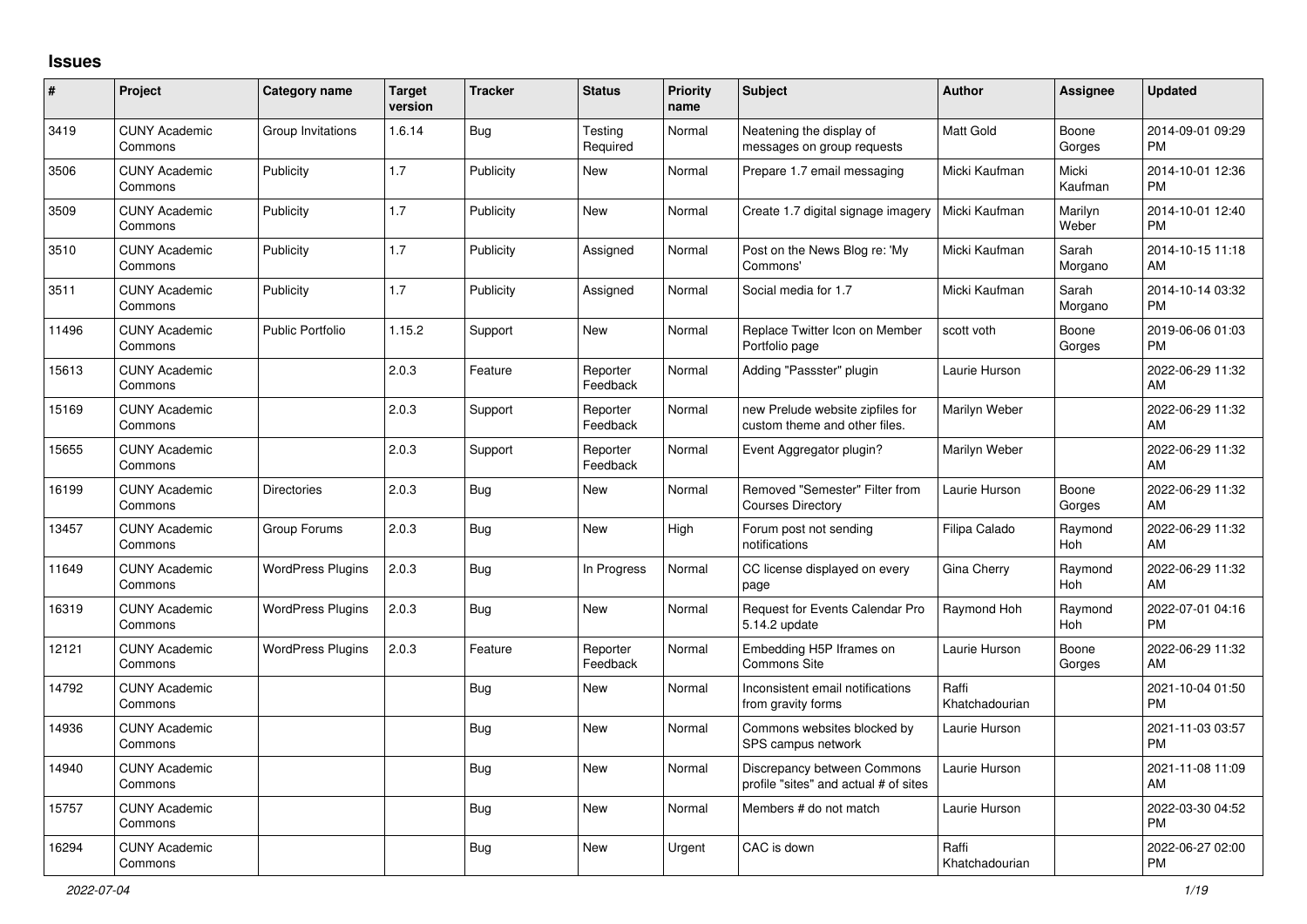## Issues

| # | Project | Category name | Target version | Tracker | Status | Priority name | Subject | Author | Assignee | Updated |
|---|---|---|---|---|---|---|---|---|---|---|
| 3419 | CUNY Academic Commons | Group Invitations | 1.6.14 | Bug | Testing Required | Normal | Neatening the display of messages on group requests | Matt Gold | Boone Gorges | 2014-09-01 09:29 PM |
| 3506 | CUNY Academic Commons | Publicity | 1.7 | Publicity | New | Normal | Prepare 1.7 email messaging | Micki Kaufman | Micki Kaufman | 2014-10-01 12:36 PM |
| 3509 | CUNY Academic Commons | Publicity | 1.7 | Publicity | New | Normal | Create 1.7 digital signage imagery | Micki Kaufman | Marilyn Weber | 2014-10-01 12:40 PM |
| 3510 | CUNY Academic Commons | Publicity | 1.7 | Publicity | Assigned | Normal | Post on the News Blog re: 'My Commons' | Micki Kaufman | Sarah Morgano | 2014-10-15 11:18 AM |
| 3511 | CUNY Academic Commons | Publicity | 1.7 | Publicity | Assigned | Normal | Social media for 1.7 | Micki Kaufman | Sarah Morgano | 2014-10-14 03:32 PM |
| 11496 | CUNY Academic Commons | Public Portfolio | 1.15.2 | Support | New | Normal | Replace Twitter Icon on Member Portfolio page | scott voth | Boone Gorges | 2019-06-06 01:03 PM |
| 15613 | CUNY Academic Commons | | 2.0.3 | Feature | Reporter Feedback | Normal | Adding "Passster" plugin | Laurie Hurson | | 2022-06-29 11:32 AM |
| 15169 | CUNY Academic Commons | | 2.0.3 | Support | Reporter Feedback | Normal | new Prelude website zipfiles for custom theme and other files. | Marilyn Weber | | 2022-06-29 11:32 AM |
| 15655 | CUNY Academic Commons | | 2.0.3 | Support | Reporter Feedback | Normal | Event Aggregator plugin? | Marilyn Weber | | 2022-06-29 11:32 AM |
| 16199 | CUNY Academic Commons | Directories | 2.0.3 | Bug | New | Normal | Removed "Semester" Filter from Courses Directory | Laurie Hurson | Boone Gorges | 2022-06-29 11:32 AM |
| 13457 | CUNY Academic Commons | Group Forums | 2.0.3 | Bug | New | High | Forum post not sending notifications | Filipa Calado | Raymond Hoh | 2022-06-29 11:32 AM |
| 11649 | CUNY Academic Commons | WordPress Plugins | 2.0.3 | Bug | In Progress | Normal | CC license displayed on every page | Gina Cherry | Raymond Hoh | 2022-06-29 11:32 AM |
| 16319 | CUNY Academic Commons | WordPress Plugins | 2.0.3 | Bug | New | Normal | Request for Events Calendar Pro 5.14.2 update | Raymond Hoh | Raymond Hoh | 2022-07-01 04:16 PM |
| 12121 | CUNY Academic Commons | WordPress Plugins | 2.0.3 | Feature | Reporter Feedback | Normal | Embedding H5P Iframes on Commons Site | Laurie Hurson | Boone Gorges | 2022-06-29 11:32 AM |
| 14792 | CUNY Academic Commons | | | Bug | New | Normal | Inconsistent email notifications from gravity forms | Raffi Khatchadourian | | 2021-10-04 01:50 PM |
| 14936 | CUNY Academic Commons | | | Bug | New | Normal | Commons websites blocked by SPS campus network | Laurie Hurson | | 2021-11-03 03:57 PM |
| 14940 | CUNY Academic Commons | | | Bug | New | Normal | Discrepancy between Commons profile "sites" and actual # of sites | Laurie Hurson | | 2021-11-08 11:09 AM |
| 15757 | CUNY Academic Commons | | | Bug | New | Normal | Members # do not match | Laurie Hurson | | 2022-03-30 04:52 PM |
| 16294 | CUNY Academic Commons | | | Bug | New | Urgent | CAC is down | Raffi Khatchadourian | | 2022-06-27 02:00 PM |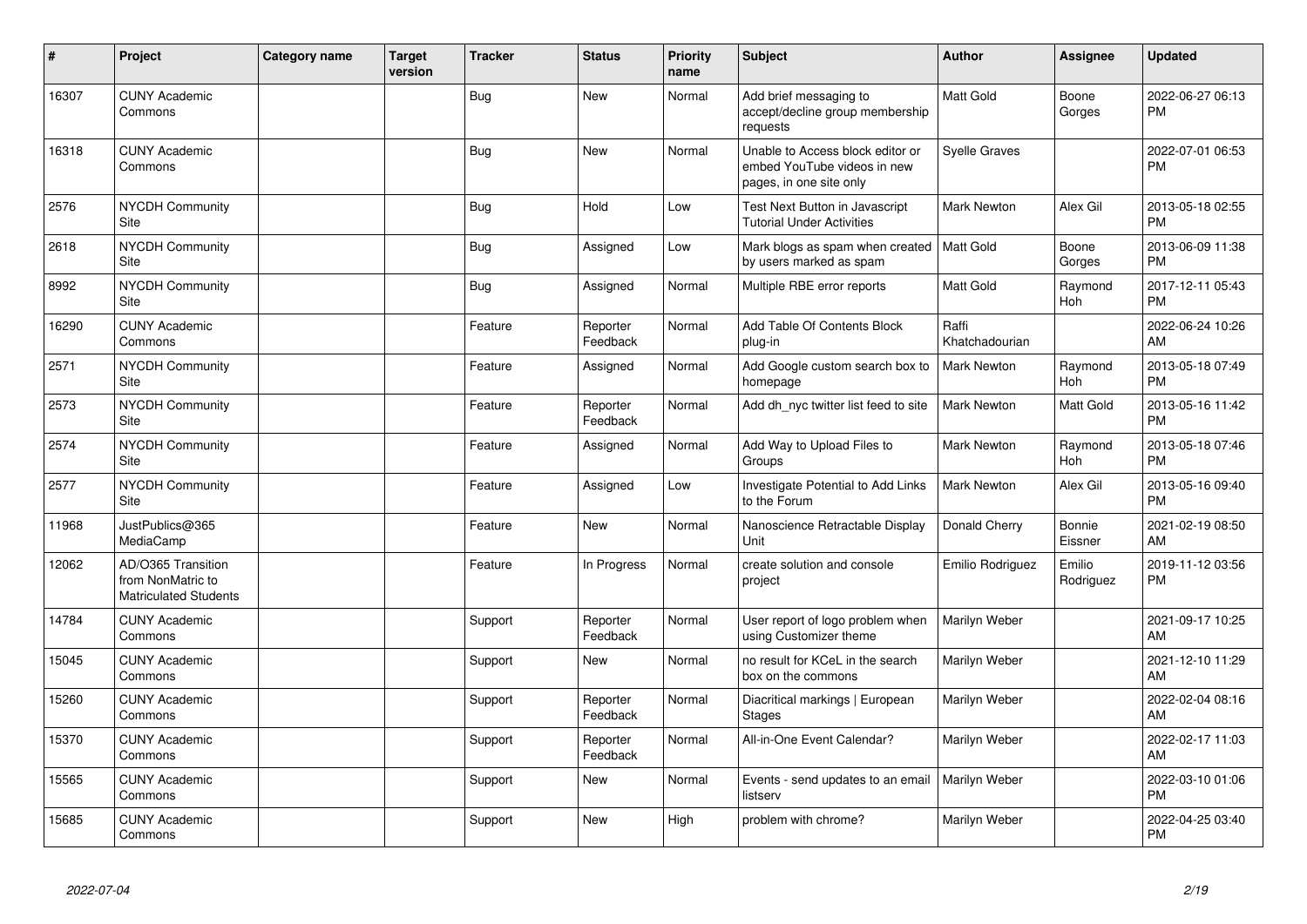| # | Project | Category name | Target version | Tracker | Status | Priority name | Subject | Author | Assignee | Updated |
|---|---|---|---|---|---|---|---|---|---|---|
| 16307 | CUNY Academic Commons | | | Bug | New | Normal | Add brief messaging to accept/decline group membership requests | Matt Gold | Boone Gorges | 2022-06-27 06:13 PM |
| 16318 | CUNY Academic Commons | | | Bug | New | Normal | Unable to Access block editor or embed YouTube videos in new pages, in one site only | Syelle Graves | | 2022-07-01 06:53 PM |
| 2576 | NYCDH Community Site | | | Bug | Hold | Low | Test Next Button in Javascript Tutorial Under Activities | Mark Newton | Alex Gil | 2013-05-18 02:55 PM |
| 2618 | NYCDH Community Site | | | Bug | Assigned | Low | Mark blogs as spam when created by users marked as spam | Matt Gold | Boone Gorges | 2013-06-09 11:38 PM |
| 8992 | NYCDH Community Site | | | Bug | Assigned | Normal | Multiple RBE error reports | Matt Gold | Raymond Hoh | 2017-12-11 05:43 PM |
| 16290 | CUNY Academic Commons | | | Feature | Reporter Feedback | Normal | Add Table Of Contents Block plug-in | Raffi Khatchadourian | | 2022-06-24 10:26 AM |
| 2571 | NYCDH Community Site | | | Feature | Assigned | Normal | Add Google custom search box to homepage | Mark Newton | Raymond Hoh | 2013-05-18 07:49 PM |
| 2573 | NYCDH Community Site | | | Feature | Reporter Feedback | Normal | Add dh_nyc twitter list feed to site | Mark Newton | Matt Gold | 2013-05-16 11:42 PM |
| 2574 | NYCDH Community Site | | | Feature | Assigned | Normal | Add Way to Upload Files to Groups | Mark Newton | Raymond Hoh | 2013-05-18 07:46 PM |
| 2577 | NYCDH Community Site | | | Feature | Assigned | Low | Investigate Potential to Add Links to the Forum | Mark Newton | Alex Gil | 2013-05-16 09:40 PM |
| 11968 | JustPublics@365 MediaCamp | | | Feature | New | Normal | Nanoscience Retractable Display Unit | Donald Cherry | Bonnie Eissner | 2021-02-19 08:50 AM |
| 12062 | AD/O365 Transition from NonMatric to Matriculated Students | | | Feature | In Progress | Normal | create solution and console project | Emilio Rodriguez | Emilio Rodriguez | 2019-11-12 03:56 PM |
| 14784 | CUNY Academic Commons | | | Support | Reporter Feedback | Normal | User report of logo problem when using Customizer theme | Marilyn Weber | | 2021-09-17 10:25 AM |
| 15045 | CUNY Academic Commons | | | Support | New | Normal | no result for KCeL in the search box on the commons | Marilyn Weber | | 2021-12-10 11:29 AM |
| 15260 | CUNY Academic Commons | | | Support | Reporter Feedback | Normal | Diacritical markings \| European Stages | Marilyn Weber | | 2022-02-04 08:16 AM |
| 15370 | CUNY Academic Commons | | | Support | Reporter Feedback | Normal | All-in-One Event Calendar? | Marilyn Weber | | 2022-02-17 11:03 AM |
| 15565 | CUNY Academic Commons | | | Support | New | Normal | Events - send updates to an email listserv | Marilyn Weber | | 2022-03-10 01:06 PM |
| 15685 | CUNY Academic Commons | | | Support | New | High | problem with chrome? | Marilyn Weber | | 2022-04-25 03:40 PM |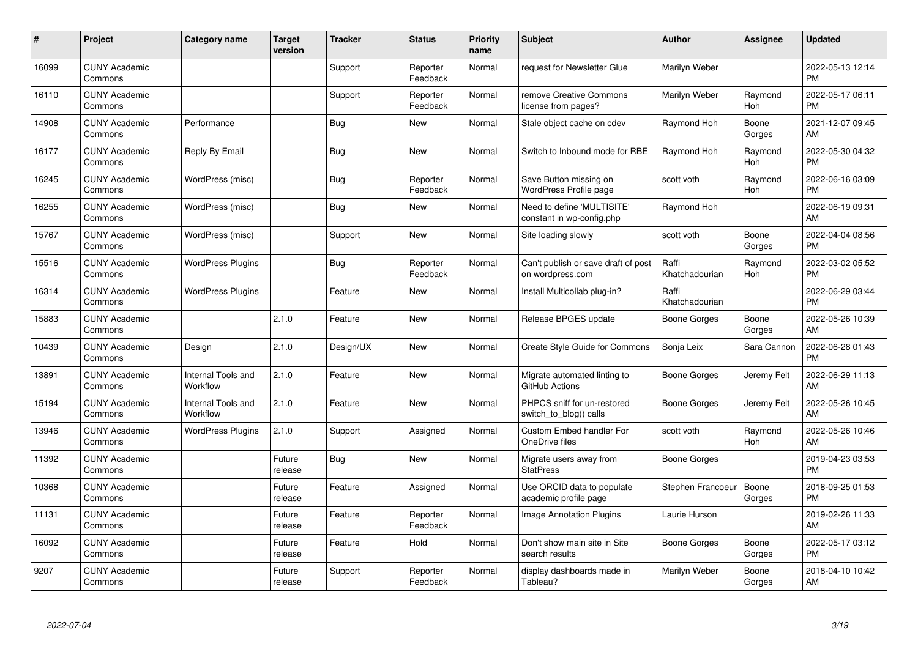| # | Project | Category name | Target version | Tracker | Status | Priority name | Subject | Author | Assignee | Updated |
|---|---|---|---|---|---|---|---|---|---|---|
| 16099 | CUNY Academic Commons | | | Support | Reporter Feedback | Normal | request for Newsletter Glue | Marilyn Weber | | 2022-05-13 12:14 PM |
| 16110 | CUNY Academic Commons | | | Support | Reporter Feedback | Normal | remove Creative Commons license from pages? | Marilyn Weber | Raymond Hoh | 2022-05-17 06:11 PM |
| 14908 | CUNY Academic Commons | Performance | | Bug | New | Normal | Stale object cache on cdev | Raymond Hoh | Boone Gorges | 2021-12-07 09:45 AM |
| 16177 | CUNY Academic Commons | Reply By Email | | Bug | New | Normal | Switch to Inbound mode for RBE | Raymond Hoh | Raymond Hoh | 2022-05-30 04:32 PM |
| 16245 | CUNY Academic Commons | WordPress (misc) | | Bug | Reporter Feedback | Normal | Save Button missing on WordPress Profile page | scott voth | Raymond Hoh | 2022-06-16 03:09 PM |
| 16255 | CUNY Academic Commons | WordPress (misc) | | Bug | New | Normal | Need to define 'MULTISITE' constant in wp-config.php | Raymond Hoh | | 2022-06-19 09:31 AM |
| 15767 | CUNY Academic Commons | WordPress (misc) | | Support | New | Normal | Site loading slowly | scott voth | Boone Gorges | 2022-04-04 08:56 PM |
| 15516 | CUNY Academic Commons | WordPress Plugins | | Bug | Reporter Feedback | Normal | Can't publish or save draft of post on wordpress.com | Raffi Khatchadourian | Raymond Hoh | 2022-03-02 05:52 PM |
| 16314 | CUNY Academic Commons | WordPress Plugins | | Feature | New | Normal | Install Multicollab plug-in? | Raffi Khatchadourian | | 2022-06-29 03:44 PM |
| 15883 | CUNY Academic Commons | | 2.1.0 | Feature | New | Normal | Release BPGES update | Boone Gorges | Boone Gorges | 2022-05-26 10:39 AM |
| 10439 | CUNY Academic Commons | Design | 2.1.0 | Design/UX | New | Normal | Create Style Guide for Commons | Sonja Leix | Sara Cannon | 2022-06-28 01:43 PM |
| 13891 | CUNY Academic Commons | Internal Tools and Workflow | 2.1.0 | Feature | New | Normal | Migrate automated linting to GitHub Actions | Boone Gorges | Jeremy Felt | 2022-06-29 11:13 AM |
| 15194 | CUNY Academic Commons | Internal Tools and Workflow | 2.1.0 | Feature | New | Normal | PHPCS sniff for un-restored switch_to_blog() calls | Boone Gorges | Jeremy Felt | 2022-05-26 10:45 AM |
| 13946 | CUNY Academic Commons | WordPress Plugins | 2.1.0 | Support | Assigned | Normal | Custom Embed handler For OneDrive files | scott voth | Raymond Hoh | 2022-05-26 10:46 AM |
| 11392 | CUNY Academic Commons | | Future release | Bug | New | Normal | Migrate users away from StatPress | Boone Gorges | | 2019-04-23 03:53 PM |
| 10368 | CUNY Academic Commons | | Future release | Feature | Assigned | Normal | Use ORCID data to populate academic profile page | Stephen Francoeur | Boone Gorges | 2018-09-25 01:53 PM |
| 11131 | CUNY Academic Commons | | Future release | Feature | Reporter Feedback | Normal | Image Annotation Plugins | Laurie Hurson | | 2019-02-26 11:33 AM |
| 16092 | CUNY Academic Commons | | Future release | Feature | Hold | Normal | Don't show main site in Site search results | Boone Gorges | Boone Gorges | 2022-05-17 03:12 PM |
| 9207 | CUNY Academic Commons | | Future release | Support | Reporter Feedback | Normal | display dashboards made in Tableau? | Marilyn Weber | Boone Gorges | 2018-04-10 10:42 AM |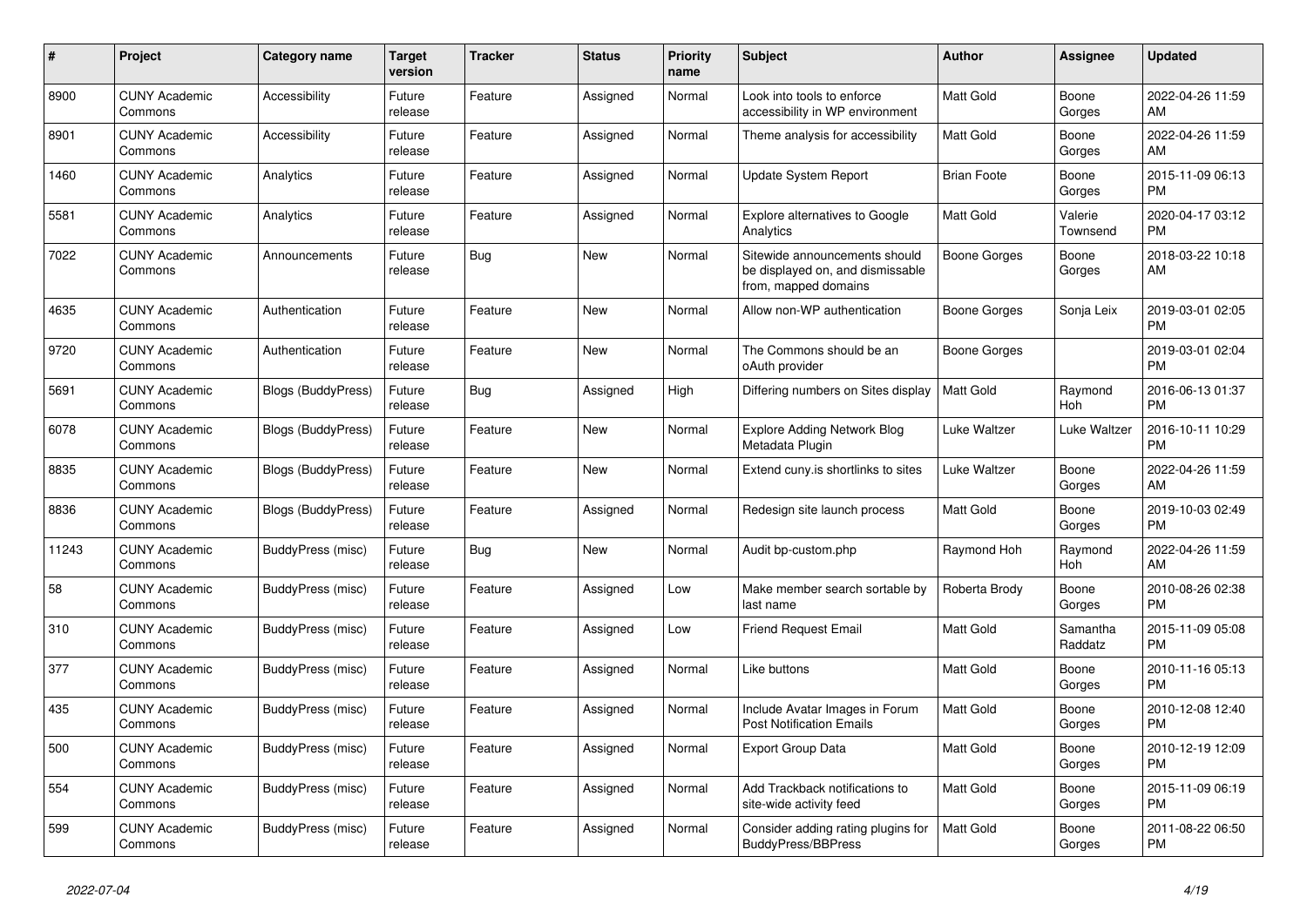| # | Project | Category name | Target version | Tracker | Status | Priority name | Subject | Author | Assignee | Updated |
|---|---|---|---|---|---|---|---|---|---|---|
| 8900 | CUNY Academic Commons | Accessibility | Future release | Feature | Assigned | Normal | Look into tools to enforce accessibility in WP environment | Matt Gold | Boone Gorges | 2022-04-26 11:59 AM |
| 8901 | CUNY Academic Commons | Accessibility | Future release | Feature | Assigned | Normal | Theme analysis for accessibility | Matt Gold | Boone Gorges | 2022-04-26 11:59 AM |
| 1460 | CUNY Academic Commons | Analytics | Future release | Feature | Assigned | Normal | Update System Report | Brian Foote | Boone Gorges | 2015-11-09 06:13 PM |
| 5581 | CUNY Academic Commons | Analytics | Future release | Feature | Assigned | Normal | Explore alternatives to Google Analytics | Matt Gold | Valerie Townsend | 2020-04-17 03:12 PM |
| 7022 | CUNY Academic Commons | Announcements | Future release | Bug | New | Normal | Sitewide announcements should be displayed on, and dismissable from, mapped domains | Boone Gorges | Boone Gorges | 2018-03-22 10:18 AM |
| 4635 | CUNY Academic Commons | Authentication | Future release | Feature | New | Normal | Allow non-WP authentication | Boone Gorges | Sonja Leix | 2019-03-01 02:05 PM |
| 9720 | CUNY Academic Commons | Authentication | Future release | Feature | New | Normal | The Commons should be an oAuth provider | Boone Gorges | | 2019-03-01 02:04 PM |
| 5691 | CUNY Academic Commons | Blogs (BuddyPress) | Future release | Bug | Assigned | High | Differing numbers on Sites display | Matt Gold | Raymond Hoh | 2016-06-13 01:37 PM |
| 6078 | CUNY Academic Commons | Blogs (BuddyPress) | Future release | Feature | New | Normal | Explore Adding Network Blog Metadata Plugin | Luke Waltzer | Luke Waltzer | 2016-10-11 10:29 PM |
| 8835 | CUNY Academic Commons | Blogs (BuddyPress) | Future release | Feature | New | Normal | Extend cuny.is shortlinks to sites | Luke Waltzer | Boone Gorges | 2022-04-26 11:59 AM |
| 8836 | CUNY Academic Commons | Blogs (BuddyPress) | Future release | Feature | Assigned | Normal | Redesign site launch process | Matt Gold | Boone Gorges | 2019-10-03 02:49 PM |
| 11243 | CUNY Academic Commons | BuddyPress (misc) | Future release | Bug | New | Normal | Audit bp-custom.php | Raymond Hoh | Raymond Hoh | 2022-04-26 11:59 AM |
| 58 | CUNY Academic Commons | BuddyPress (misc) | Future release | Feature | Assigned | Low | Make member search sortable by last name | Roberta Brody | Boone Gorges | 2010-08-26 02:38 PM |
| 310 | CUNY Academic Commons | BuddyPress (misc) | Future release | Feature | Assigned | Low | Friend Request Email | Matt Gold | Samantha Raddatz | 2015-11-09 05:08 PM |
| 377 | CUNY Academic Commons | BuddyPress (misc) | Future release | Feature | Assigned | Normal | Like buttons | Matt Gold | Boone Gorges | 2010-11-16 05:13 PM |
| 435 | CUNY Academic Commons | BuddyPress (misc) | Future release | Feature | Assigned | Normal | Include Avatar Images in Forum Post Notification Emails | Matt Gold | Boone Gorges | 2010-12-08 12:40 PM |
| 500 | CUNY Academic Commons | BuddyPress (misc) | Future release | Feature | Assigned | Normal | Export Group Data | Matt Gold | Boone Gorges | 2010-12-19 12:09 PM |
| 554 | CUNY Academic Commons | BuddyPress (misc) | Future release | Feature | Assigned | Normal | Add Trackback notifications to site-wide activity feed | Matt Gold | Boone Gorges | 2015-11-09 06:19 PM |
| 599 | CUNY Academic Commons | BuddyPress (misc) | Future release | Feature | Assigned | Normal | Consider adding rating plugins for BuddyPress/BBPress | Matt Gold | Boone Gorges | 2011-08-22 06:50 PM |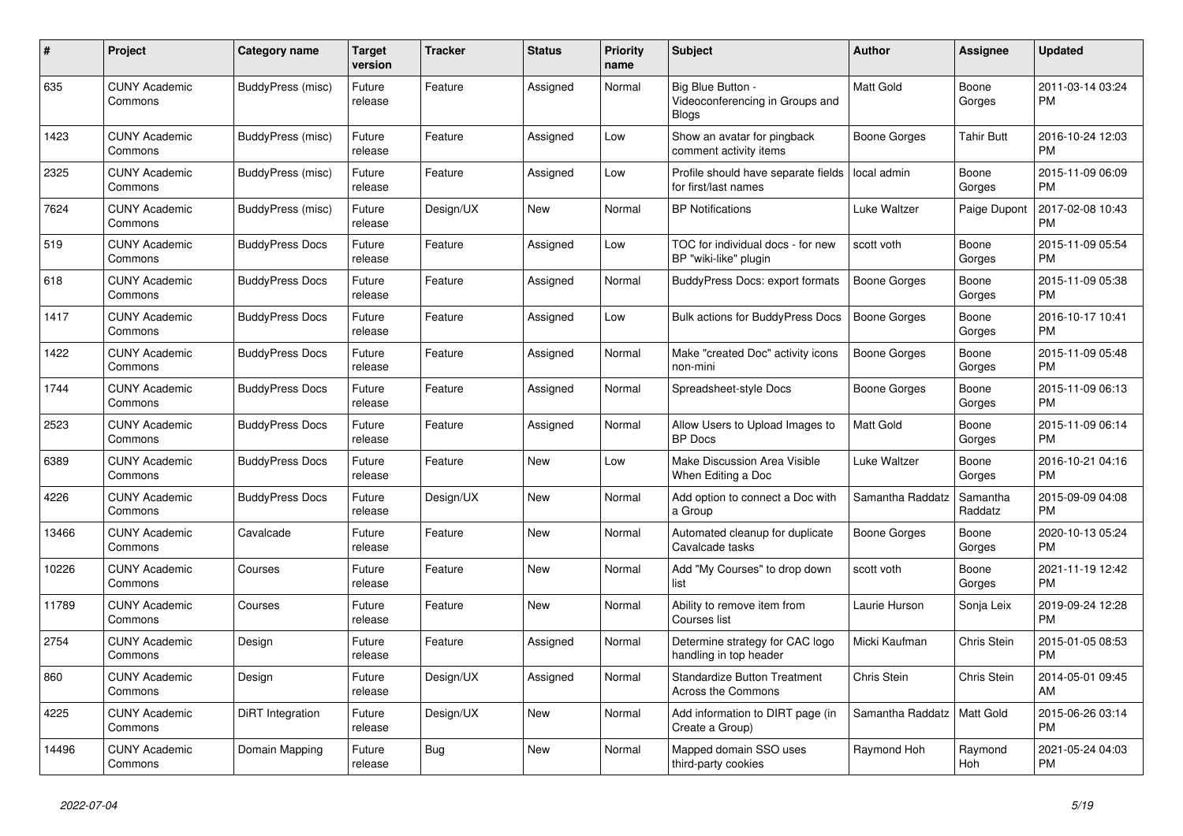| # | Project | Category name | Target version | Tracker | Status | Priority name | Subject | Author | Assignee | Updated |
|---|---|---|---|---|---|---|---|---|---|---|
| 635 | CUNY Academic Commons | BuddyPress (misc) | Future release | Feature | Assigned | Normal | Big Blue Button - Videoconferencing in Groups and Blogs | Matt Gold | Boone Gorges | 2011-03-14 03:24 PM |
| 1423 | CUNY Academic Commons | BuddyPress (misc) | Future release | Feature | Assigned | Low | Show an avatar for pingback comment activity items | Boone Gorges | Tahir Butt | 2016-10-24 12:03 PM |
| 2325 | CUNY Academic Commons | BuddyPress (misc) | Future release | Feature | Assigned | Low | Profile should have separate fields for first/last names | local admin | Boone Gorges | 2015-11-09 06:09 PM |
| 7624 | CUNY Academic Commons | BuddyPress (misc) | Future release | Design/UX | New | Normal | BP Notifications | Luke Waltzer | Paige Dupont | 2017-02-08 10:43 PM |
| 519 | CUNY Academic Commons | BuddyPress Docs | Future release | Feature | Assigned | Low | TOC for individual docs - for new BP "wiki-like" plugin | scott voth | Boone Gorges | 2015-11-09 05:54 PM |
| 618 | CUNY Academic Commons | BuddyPress Docs | Future release | Feature | Assigned | Normal | BuddyPress Docs: export formats | Boone Gorges | Boone Gorges | 2015-11-09 05:38 PM |
| 1417 | CUNY Academic Commons | BuddyPress Docs | Future release | Feature | Assigned | Low | Bulk actions for BuddyPress Docs | Boone Gorges | Boone Gorges | 2016-10-17 10:41 PM |
| 1422 | CUNY Academic Commons | BuddyPress Docs | Future release | Feature | Assigned | Normal | Make "created Doc" activity icons non-mini | Boone Gorges | Boone Gorges | 2015-11-09 05:48 PM |
| 1744 | CUNY Academic Commons | BuddyPress Docs | Future release | Feature | Assigned | Normal | Spreadsheet-style Docs | Boone Gorges | Boone Gorges | 2015-11-09 06:13 PM |
| 2523 | CUNY Academic Commons | BuddyPress Docs | Future release | Feature | Assigned | Normal | Allow Users to Upload Images to BP Docs | Matt Gold | Boone Gorges | 2015-11-09 06:14 PM |
| 6389 | CUNY Academic Commons | BuddyPress Docs | Future release | Feature | New | Low | Make Discussion Area Visible When Editing a Doc | Luke Waltzer | Boone Gorges | 2016-10-21 04:16 PM |
| 4226 | CUNY Academic Commons | BuddyPress Docs | Future release | Design/UX | New | Normal | Add option to connect a Doc with a Group | Samantha Raddatz | Samantha Raddatz | 2015-09-09 04:08 PM |
| 13466 | CUNY Academic Commons | Cavalcade | Future release | Feature | New | Normal | Automated cleanup for duplicate Cavalcade tasks | Boone Gorges | Boone Gorges | 2020-10-13 05:24 PM |
| 10226 | CUNY Academic Commons | Courses | Future release | Feature | New | Normal | Add "My Courses" to drop down list | scott voth | Boone Gorges | 2021-11-19 12:42 PM |
| 11789 | CUNY Academic Commons | Courses | Future release | Feature | New | Normal | Ability to remove item from Courses list | Laurie Hurson | Sonja Leix | 2019-09-24 12:28 PM |
| 2754 | CUNY Academic Commons | Design | Future release | Feature | Assigned | Normal | Determine strategy for CAC logo handling in top header | Micki Kaufman | Chris Stein | 2015-01-05 08:53 PM |
| 860 | CUNY Academic Commons | Design | Future release | Design/UX | Assigned | Normal | Standardize Button Treatment Across the Commons | Chris Stein | Chris Stein | 2014-05-01 09:45 AM |
| 4225 | CUNY Academic Commons | DiRT Integration | Future release | Design/UX | New | Normal | Add information to DIRT page (in Create a Group) | Samantha Raddatz | Matt Gold | 2015-06-26 03:14 PM |
| 14496 | CUNY Academic Commons | Domain Mapping | Future release | Bug | New | Normal | Mapped domain SSO uses third-party cookies | Raymond Hoh | Raymond Hoh | 2021-05-24 04:03 PM |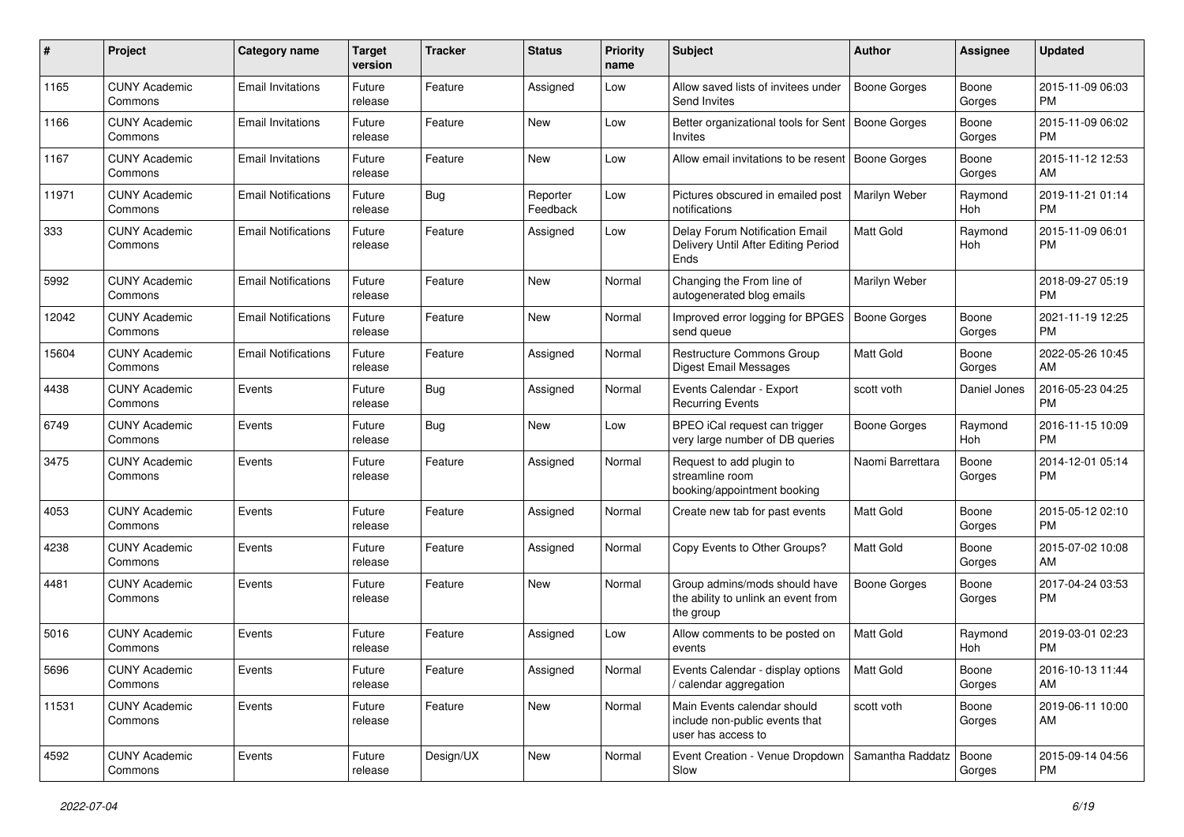| # | Project | Category name | Target version | Tracker | Status | Priority name | Subject | Author | Assignee | Updated |
|---|---|---|---|---|---|---|---|---|---|---|
| 1165 | CUNY Academic Commons | Email Invitations | Future release | Feature | Assigned | Low | Allow saved lists of invitees under Send Invites | Boone Gorges | Boone Gorges | 2015-11-09 06:03 PM |
| 1166 | CUNY Academic Commons | Email Invitations | Future release | Feature | New | Low | Better organizational tools for Sent Invites | Boone Gorges | Boone Gorges | 2015-11-09 06:02 PM |
| 1167 | CUNY Academic Commons | Email Invitations | Future release | Feature | New | Low | Allow email invitations to be resent | Boone Gorges | Boone Gorges | 2015-11-12 12:53 AM |
| 11971 | CUNY Academic Commons | Email Notifications | Future release | Bug | Reporter Feedback | Low | Pictures obscured in emailed post notifications | Marilyn Weber | Raymond Hoh | 2019-11-21 01:14 PM |
| 333 | CUNY Academic Commons | Email Notifications | Future release | Feature | Assigned | Low | Delay Forum Notification Email Delivery Until After Editing Period Ends | Matt Gold | Raymond Hoh | 2015-11-09 06:01 PM |
| 5992 | CUNY Academic Commons | Email Notifications | Future release | Feature | New | Normal | Changing the From line of autogenerated blog emails | Marilyn Weber | | 2018-09-27 05:19 PM |
| 12042 | CUNY Academic Commons | Email Notifications | Future release | Feature | New | Normal | Improved error logging for BPGES send queue | Boone Gorges | Boone Gorges | 2021-11-19 12:25 PM |
| 15604 | CUNY Academic Commons | Email Notifications | Future release | Feature | Assigned | Normal | Restructure Commons Group Digest Email Messages | Matt Gold | Boone Gorges | 2022-05-26 10:45 AM |
| 4438 | CUNY Academic Commons | Events | Future release | Bug | Assigned | Normal | Events Calendar - Export Recurring Events | scott voth | Daniel Jones | 2016-05-23 04:25 PM |
| 6749 | CUNY Academic Commons | Events | Future release | Bug | New | Low | BPEO iCal request can trigger very large number of DB queries | Boone Gorges | Raymond Hoh | 2016-11-15 10:09 PM |
| 3475 | CUNY Academic Commons | Events | Future release | Feature | Assigned | Normal | Request to add plugin to streamline room booking/appointment booking | Naomi Barrettara | Boone Gorges | 2014-12-01 05:14 PM |
| 4053 | CUNY Academic Commons | Events | Future release | Feature | Assigned | Normal | Create new tab for past events | Matt Gold | Boone Gorges | 2015-05-12 02:10 PM |
| 4238 | CUNY Academic Commons | Events | Future release | Feature | Assigned | Normal | Copy Events to Other Groups? | Matt Gold | Boone Gorges | 2015-07-02 10:08 AM |
| 4481 | CUNY Academic Commons | Events | Future release | Feature | New | Normal | Group admins/mods should have the ability to unlink an event from the group | Boone Gorges | Boone Gorges | 2017-04-24 03:53 PM |
| 5016 | CUNY Academic Commons | Events | Future release | Feature | Assigned | Low | Allow comments to be posted on events | Matt Gold | Raymond Hoh | 2019-03-01 02:23 PM |
| 5696 | CUNY Academic Commons | Events | Future release | Feature | Assigned | Normal | Events Calendar - display options / calendar aggregation | Matt Gold | Boone Gorges | 2016-10-13 11:44 AM |
| 11531 | CUNY Academic Commons | Events | Future release | Feature | New | Normal | Main Events calendar should include non-public events that user has access to | scott voth | Boone Gorges | 2019-06-11 10:00 AM |
| 4592 | CUNY Academic Commons | Events | Future release | Design/UX | New | Normal | Event Creation - Venue Dropdown Slow | Samantha Raddatz | Boone Gorges | 2015-09-14 04:56 PM |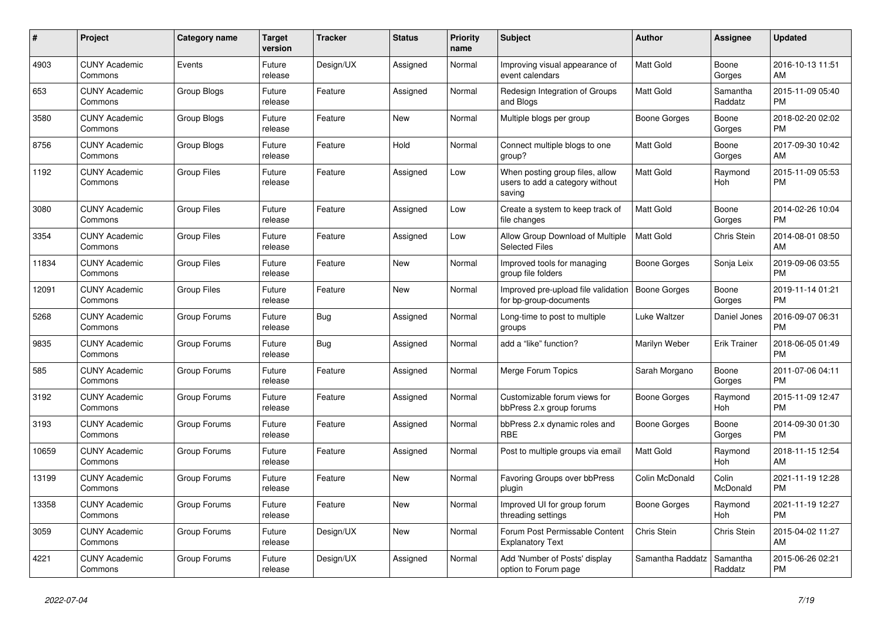| # | Project | Category name | Target version | Tracker | Status | Priority name | Subject | Author | Assignee | Updated |
|---|---|---|---|---|---|---|---|---|---|---|
| 4903 | CUNY Academic Commons | Events | Future release | Design/UX | Assigned | Normal | Improving visual appearance of event calendars | Matt Gold | Boone Gorges | 2016-10-13 11:51 AM |
| 653 | CUNY Academic Commons | Group Blogs | Future release | Feature | Assigned | Normal | Redesign Integration of Groups and Blogs | Matt Gold | Samantha Raddatz | 2015-11-09 05:40 PM |
| 3580 | CUNY Academic Commons | Group Blogs | Future release | Feature | New | Normal | Multiple blogs per group | Boone Gorges | Boone Gorges | 2018-02-20 02:02 PM |
| 8756 | CUNY Academic Commons | Group Blogs | Future release | Feature | Hold | Normal | Connect multiple blogs to one group? | Matt Gold | Boone Gorges | 2017-09-30 10:42 AM |
| 1192 | CUNY Academic Commons | Group Files | Future release | Feature | Assigned | Low | When posting group files, allow users to add a category without saving | Matt Gold | Raymond Hoh | 2015-11-09 05:53 PM |
| 3080 | CUNY Academic Commons | Group Files | Future release | Feature | Assigned | Low | Create a system to keep track of file changes | Matt Gold | Boone Gorges | 2014-02-26 10:04 PM |
| 3354 | CUNY Academic Commons | Group Files | Future release | Feature | Assigned | Low | Allow Group Download of Multiple Selected Files | Matt Gold | Chris Stein | 2014-08-01 08:50 AM |
| 11834 | CUNY Academic Commons | Group Files | Future release | Feature | New | Normal | Improved tools for managing group file folders | Boone Gorges | Sonja Leix | 2019-09-06 03:55 PM |
| 12091 | CUNY Academic Commons | Group Files | Future release | Feature | New | Normal | Improved pre-upload file validation for bp-group-documents | Boone Gorges | Boone Gorges | 2019-11-14 01:21 PM |
| 5268 | CUNY Academic Commons | Group Forums | Future release | Bug | Assigned | Normal | Long-time to post to multiple groups | Luke Waltzer | Daniel Jones | 2016-09-07 06:31 PM |
| 9835 | CUNY Academic Commons | Group Forums | Future release | Bug | Assigned | Normal | add a “like” function? | Marilyn Weber | Erik Trainer | 2018-06-05 01:49 PM |
| 585 | CUNY Academic Commons | Group Forums | Future release | Feature | Assigned | Normal | Merge Forum Topics | Sarah Morgano | Boone Gorges | 2011-07-06 04:11 PM |
| 3192 | CUNY Academic Commons | Group Forums | Future release | Feature | Assigned | Normal | Customizable forum views for bbPress 2.x group forums | Boone Gorges | Raymond Hoh | 2015-11-09 12:47 PM |
| 3193 | CUNY Academic Commons | Group Forums | Future release | Feature | Assigned | Normal | bbPress 2.x dynamic roles and RBE | Boone Gorges | Boone Gorges | 2014-09-30 01:30 PM |
| 10659 | CUNY Academic Commons | Group Forums | Future release | Feature | Assigned | Normal | Post to multiple groups via email | Matt Gold | Raymond Hoh | 2018-11-15 12:54 AM |
| 13199 | CUNY Academic Commons | Group Forums | Future release | Feature | New | Normal | Favoring Groups over bbPress plugin | Colin McDonald | Colin McDonald | 2021-11-19 12:28 PM |
| 13358 | CUNY Academic Commons | Group Forums | Future release | Feature | New | Normal | Improved UI for group forum threading settings | Boone Gorges | Raymond Hoh | 2021-11-19 12:27 PM |
| 3059 | CUNY Academic Commons | Group Forums | Future release | Design/UX | New | Normal | Forum Post Permissable Content Explanatory Text | Chris Stein | Chris Stein | 2015-04-02 11:27 AM |
| 4221 | CUNY Academic Commons | Group Forums | Future release | Design/UX | Assigned | Normal | Add 'Number of Posts' display option to Forum page | Samantha Raddatz | Samantha Raddatz | 2015-06-26 02:21 PM |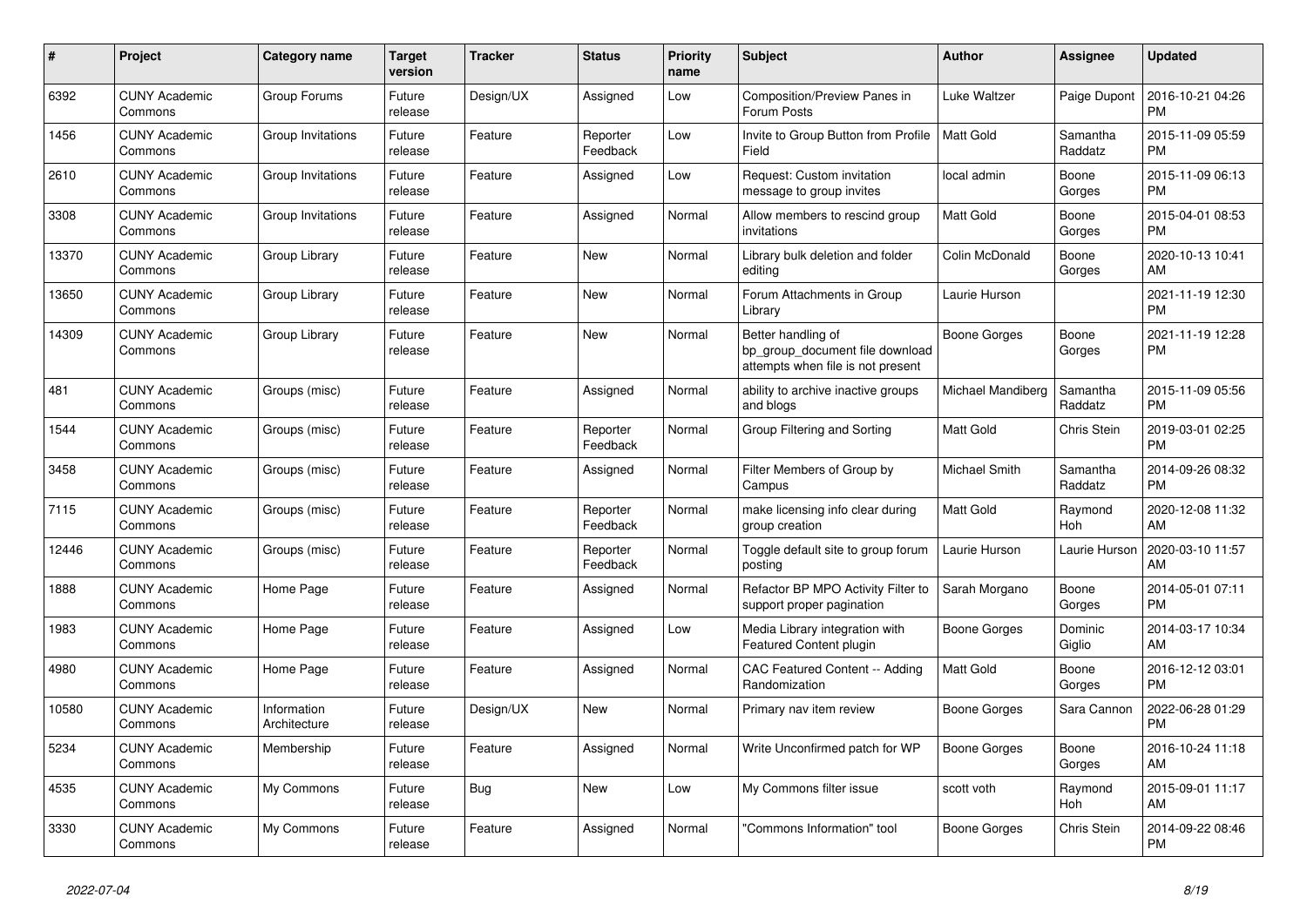| # | Project | Category name | Target version | Tracker | Status | Priority name | Subject | Author | Assignee | Updated |
|---|---|---|---|---|---|---|---|---|---|---|
| 6392 | CUNY Academic Commons | Group Forums | Future release | Design/UX | Assigned | Low | Composition/Preview Panes in Forum Posts | Luke Waltzer | Paige Dupont | 2016-10-21 04:26 PM |
| 1456 | CUNY Academic Commons | Group Invitations | Future release | Feature | Reporter Feedback | Low | Invite to Group Button from Profile Field | Matt Gold | Samantha Raddatz | 2015-11-09 05:59 PM |
| 2610 | CUNY Academic Commons | Group Invitations | Future release | Feature | Assigned | Low | Request: Custom invitation message to group invites | local admin | Boone Gorges | 2015-11-09 06:13 PM |
| 3308 | CUNY Academic Commons | Group Invitations | Future release | Feature | Assigned | Normal | Allow members to rescind group invitations | Matt Gold | Boone Gorges | 2015-04-01 08:53 PM |
| 13370 | CUNY Academic Commons | Group Library | Future release | Feature | New | Normal | Library bulk deletion and folder editing | Colin McDonald | Boone Gorges | 2020-10-13 10:41 AM |
| 13650 | CUNY Academic Commons | Group Library | Future release | Feature | New | Normal | Forum Attachments in Group Library | Laurie Hurson | | 2021-11-19 12:30 PM |
| 14309 | CUNY Academic Commons | Group Library | Future release | Feature | New | Normal | Better handling of bp_group_document file download attempts when file is not present | Boone Gorges | Boone Gorges | 2021-11-19 12:28 PM |
| 481 | CUNY Academic Commons | Groups (misc) | Future release | Feature | Assigned | Normal | ability to archive inactive groups and blogs | Michael Mandiberg | Samantha Raddatz | 2015-11-09 05:56 PM |
| 1544 | CUNY Academic Commons | Groups (misc) | Future release | Feature | Reporter Feedback | Normal | Group Filtering and Sorting | Matt Gold | Chris Stein | 2019-03-01 02:25 PM |
| 3458 | CUNY Academic Commons | Groups (misc) | Future release | Feature | Assigned | Normal | Filter Members of Group by Campus | Michael Smith | Samantha Raddatz | 2014-09-26 08:32 PM |
| 7115 | CUNY Academic Commons | Groups (misc) | Future release | Feature | Reporter Feedback | Normal | make licensing info clear during group creation | Matt Gold | Raymond Hoh | 2020-12-08 11:32 AM |
| 12446 | CUNY Academic Commons | Groups (misc) | Future release | Feature | Reporter Feedback | Normal | Toggle default site to group forum posting | Laurie Hurson | Laurie Hurson | 2020-03-10 11:57 AM |
| 1888 | CUNY Academic Commons | Home Page | Future release | Feature | Assigned | Normal | Refactor BP MPO Activity Filter to support proper pagination | Sarah Morgano | Boone Gorges | 2014-05-01 07:11 PM |
| 1983 | CUNY Academic Commons | Home Page | Future release | Feature | Assigned | Low | Media Library integration with Featured Content plugin | Boone Gorges | Dominic Giglio | 2014-03-17 10:34 AM |
| 4980 | CUNY Academic Commons | Home Page | Future release | Feature | Assigned | Normal | CAC Featured Content -- Adding Randomization | Matt Gold | Boone Gorges | 2016-12-12 03:01 PM |
| 10580 | CUNY Academic Commons | Information Architecture | Future release | Design/UX | New | Normal | Primary nav item review | Boone Gorges | Sara Cannon | 2022-06-28 01:29 PM |
| 5234 | CUNY Academic Commons | Membership | Future release | Feature | Assigned | Normal | Write Unconfirmed patch for WP | Boone Gorges | Boone Gorges | 2016-10-24 11:18 AM |
| 4535 | CUNY Academic Commons | My Commons | Future release | Bug | New | Low | My Commons filter issue | scott voth | Raymond Hoh | 2015-09-01 11:17 AM |
| 3330 | CUNY Academic Commons | My Commons | Future release | Feature | Assigned | Normal | "Commons Information" tool | Boone Gorges | Chris Stein | 2014-09-22 08:46 PM |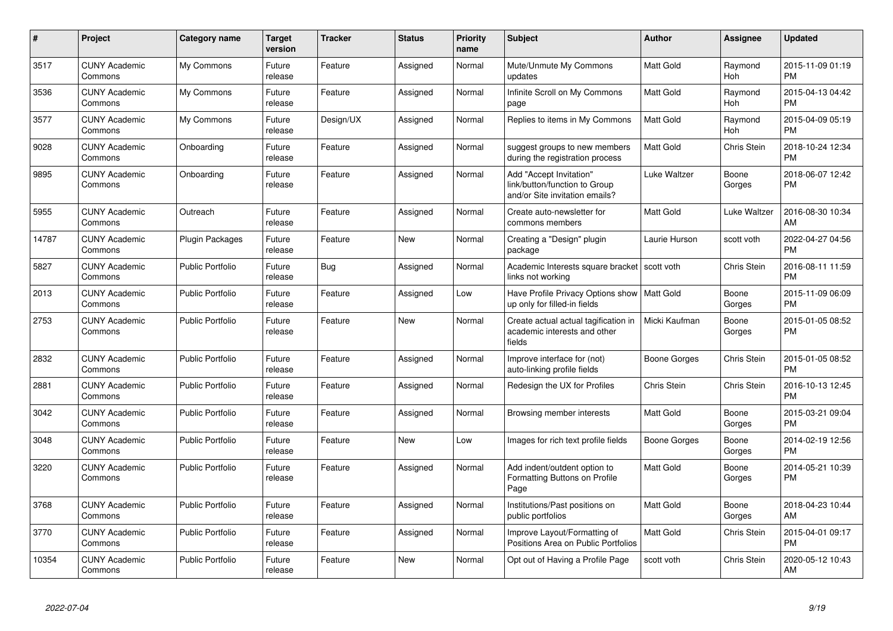| # | Project | Category name | Target version | Tracker | Status | Priority name | Subject | Author | Assignee | Updated |
|---|---|---|---|---|---|---|---|---|---|---|
| 3517 | CUNY Academic Commons | My Commons | Future release | Feature | Assigned | Normal | Mute/Unmute My Commons updates | Matt Gold | Raymond Hoh | 2015-11-09 01:19 PM |
| 3536 | CUNY Academic Commons | My Commons | Future release | Feature | Assigned | Normal | Infinite Scroll on My Commons page | Matt Gold | Raymond Hoh | 2015-04-13 04:42 PM |
| 3577 | CUNY Academic Commons | My Commons | Future release | Design/UX | Assigned | Normal | Replies to items in My Commons | Matt Gold | Raymond Hoh | 2015-04-09 05:19 PM |
| 9028 | CUNY Academic Commons | Onboarding | Future release | Feature | Assigned | Normal | suggest groups to new members during the registration process | Matt Gold | Chris Stein | 2018-10-24 12:34 PM |
| 9895 | CUNY Academic Commons | Onboarding | Future release | Feature | Assigned | Normal | Add "Accept Invitation" link/button/function to Group and/or Site invitation emails? | Luke Waltzer | Boone Gorges | 2018-06-07 12:42 PM |
| 5955 | CUNY Academic Commons | Outreach | Future release | Feature | Assigned | Normal | Create auto-newsletter for commons members | Matt Gold | Luke Waltzer | 2016-08-30 10:34 AM |
| 14787 | CUNY Academic Commons | Plugin Packages | Future release | Feature | New | Normal | Creating a "Design" plugin package | Laurie Hurson | scott voth | 2022-04-27 04:56 PM |
| 5827 | CUNY Academic Commons | Public Portfolio | Future release | Bug | Assigned | Normal | Academic Interests square bracket links not working | scott voth | Chris Stein | 2016-08-11 11:59 PM |
| 2013 | CUNY Academic Commons | Public Portfolio | Future release | Feature | Assigned | Low | Have Profile Privacy Options show up only for filled-in fields | Matt Gold | Boone Gorges | 2015-11-09 06:09 PM |
| 2753 | CUNY Academic Commons | Public Portfolio | Future release | Feature | New | Normal | Create actual actual tagification in academic interests and other fields | Micki Kaufman | Boone Gorges | 2015-01-05 08:52 PM |
| 2832 | CUNY Academic Commons | Public Portfolio | Future release | Feature | Assigned | Normal | Improve interface for (not) auto-linking profile fields | Boone Gorges | Chris Stein | 2015-01-05 08:52 PM |
| 2881 | CUNY Academic Commons | Public Portfolio | Future release | Feature | Assigned | Normal | Redesign the UX for Profiles | Chris Stein | Chris Stein | 2016-10-13 12:45 PM |
| 3042 | CUNY Academic Commons | Public Portfolio | Future release | Feature | Assigned | Normal | Browsing member interests | Matt Gold | Boone Gorges | 2015-03-21 09:04 PM |
| 3048 | CUNY Academic Commons | Public Portfolio | Future release | Feature | New | Low | Images for rich text profile fields | Boone Gorges | Boone Gorges | 2014-02-19 12:56 PM |
| 3220 | CUNY Academic Commons | Public Portfolio | Future release | Feature | Assigned | Normal | Add indent/outdent option to Formatting Buttons on Profile Page | Matt Gold | Boone Gorges | 2014-05-21 10:39 PM |
| 3768 | CUNY Academic Commons | Public Portfolio | Future release | Feature | Assigned | Normal | Institutions/Past positions on public portfolios | Matt Gold | Boone Gorges | 2018-04-23 10:44 AM |
| 3770 | CUNY Academic Commons | Public Portfolio | Future release | Feature | Assigned | Normal | Improve Layout/Formatting of Positions Area on Public Portfolios | Matt Gold | Chris Stein | 2015-04-01 09:17 PM |
| 10354 | CUNY Academic Commons | Public Portfolio | Future release | Feature | New | Normal | Opt out of Having a Profile Page | scott voth | Chris Stein | 2020-05-12 10:43 AM |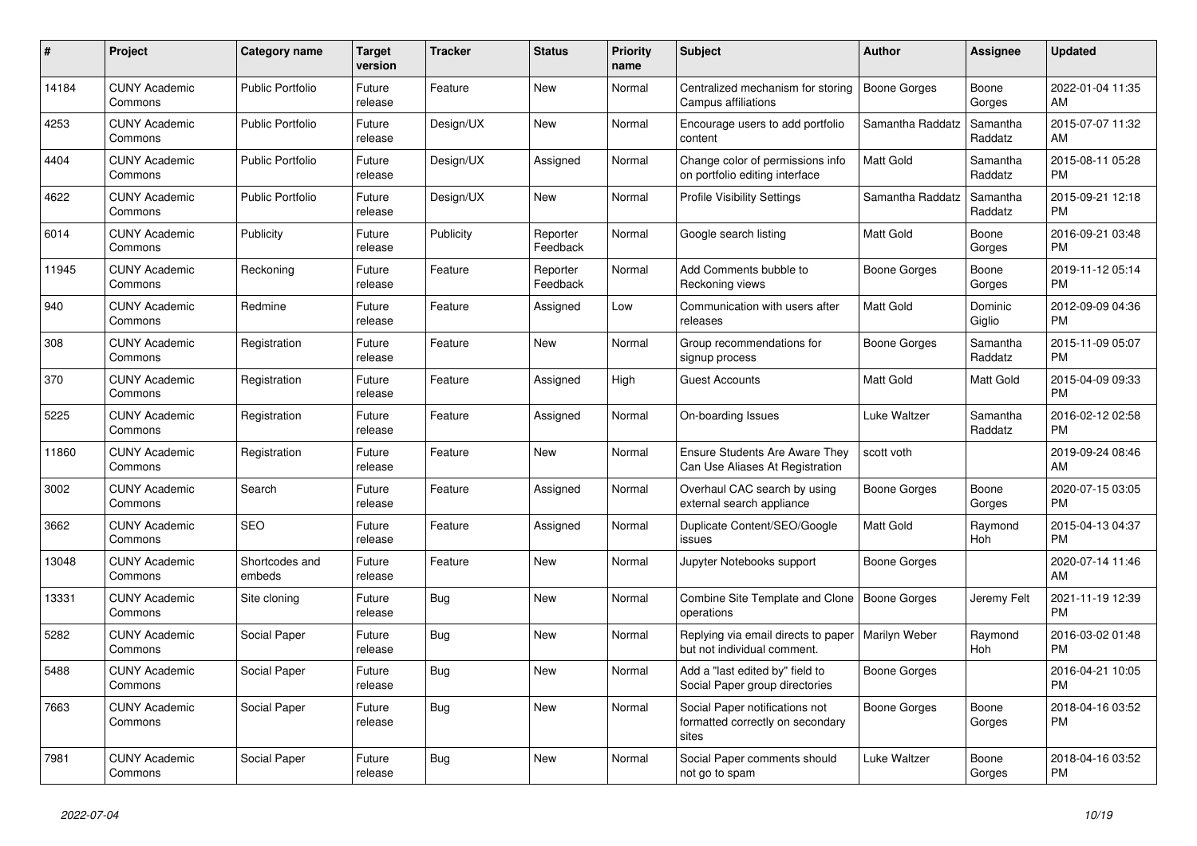| # | Project | Category name | Target version | Tracker | Status | Priority name | Subject | Author | Assignee | Updated |
|---|---|---|---|---|---|---|---|---|---|---|
| 14184 | CUNY Academic Commons | Public Portfolio | Future release | Feature | New | Normal | Centralized mechanism for storing Campus affiliations | Boone Gorges | Boone Gorges | 2022-01-04 11:35 AM |
| 4253 | CUNY Academic Commons | Public Portfolio | Future release | Design/UX | New | Normal | Encourage users to add portfolio content | Samantha Raddatz | Samantha Raddatz | 2015-07-07 11:32 AM |
| 4404 | CUNY Academic Commons | Public Portfolio | Future release | Design/UX | Assigned | Normal | Change color of permissions info on portfolio editing interface | Matt Gold | Samantha Raddatz | 2015-08-11 05:28 PM |
| 4622 | CUNY Academic Commons | Public Portfolio | Future release | Design/UX | New | Normal | Profile Visibility Settings | Samantha Raddatz | Samantha Raddatz | 2015-09-21 12:18 PM |
| 6014 | CUNY Academic Commons | Publicity | Future release | Publicity | Reporter Feedback | Normal | Google search listing | Matt Gold | Boone Gorges | 2016-09-21 03:48 PM |
| 11945 | CUNY Academic Commons | Reckoning | Future release | Feature | Reporter Feedback | Normal | Add Comments bubble to Reckoning views | Boone Gorges | Boone Gorges | 2019-11-12 05:14 PM |
| 940 | CUNY Academic Commons | Redmine | Future release | Feature | Assigned | Low | Communication with users after releases | Matt Gold | Dominic Giglio | 2012-09-09 04:36 PM |
| 308 | CUNY Academic Commons | Registration | Future release | Feature | New | Normal | Group recommendations for signup process | Boone Gorges | Samantha Raddatz | 2015-11-09 05:07 PM |
| 370 | CUNY Academic Commons | Registration | Future release | Feature | Assigned | High | Guest Accounts | Matt Gold | Matt Gold | 2015-04-09 09:33 PM |
| 5225 | CUNY Academic Commons | Registration | Future release | Feature | Assigned | Normal | On-boarding Issues | Luke Waltzer | Samantha Raddatz | 2016-02-12 02:58 PM |
| 11860 | CUNY Academic Commons | Registration | Future release | Feature | New | Normal | Ensure Students Are Aware They Can Use Aliases At Registration | scott voth | | 2019-09-24 08:46 AM |
| 3002 | CUNY Academic Commons | Search | Future release | Feature | Assigned | Normal | Overhaul CAC search by using external search appliance | Boone Gorges | Boone Gorges | 2020-07-15 03:05 PM |
| 3662 | CUNY Academic Commons | SEO | Future release | Feature | Assigned | Normal | Duplicate Content/SEO/Google issues | Matt Gold | Raymond Hoh | 2015-04-13 04:37 PM |
| 13048 | CUNY Academic Commons | Shortcodes and embeds | Future release | Feature | New | Normal | Jupyter Notebooks support | Boone Gorges | | 2020-07-14 11:46 AM |
| 13331 | CUNY Academic Commons | Site cloning | Future release | Bug | New | Normal | Combine Site Template and Clone operations | Boone Gorges | Jeremy Felt | 2021-11-19 12:39 PM |
| 5282 | CUNY Academic Commons | Social Paper | Future release | Bug | New | Normal | Replying via email directs to paper but not individual comment. | Marilyn Weber | Raymond Hoh | 2016-03-02 01:48 PM |
| 5488 | CUNY Academic Commons | Social Paper | Future release | Bug | New | Normal | Add a "last edited by" field to Social Paper group directories | Boone Gorges | | 2016-04-21 10:05 PM |
| 7663 | CUNY Academic Commons | Social Paper | Future release | Bug | New | Normal | Social Paper notifications not formatted correctly on secondary sites | Boone Gorges | Boone Gorges | 2018-04-16 03:52 PM |
| 7981 | CUNY Academic Commons | Social Paper | Future release | Bug | New | Normal | Social Paper comments should not go to spam | Luke Waltzer | Boone Gorges | 2018-04-16 03:52 PM |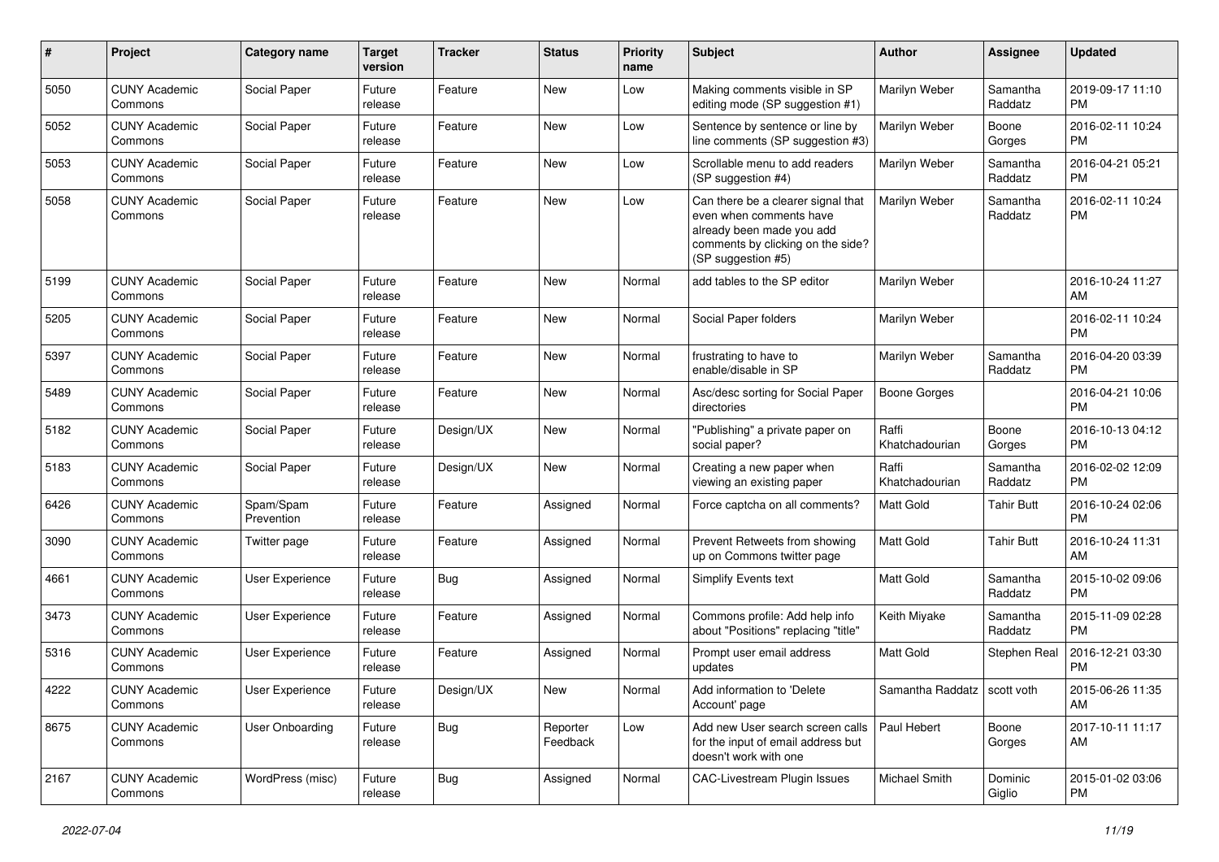| # | Project | Category name | Target version | Tracker | Status | Priority name | Subject | Author | Assignee | Updated |
|---|---|---|---|---|---|---|---|---|---|---|
| 5050 | CUNY Academic Commons | Social Paper | Future release | Feature | New | Low | Making comments visible in SP editing mode (SP suggestion #1) | Marilyn Weber | Samantha Raddatz | 2019-09-17 11:10 PM |
| 5052 | CUNY Academic Commons | Social Paper | Future release | Feature | New | Low | Sentence by sentence or line by line comments (SP suggestion #3) | Marilyn Weber | Boone Gorges | 2016-02-11 10:24 PM |
| 5053 | CUNY Academic Commons | Social Paper | Future release | Feature | New | Low | Scrollable menu to add readers (SP suggestion #4) | Marilyn Weber | Samantha Raddatz | 2016-04-21 05:21 PM |
| 5058 | CUNY Academic Commons | Social Paper | Future release | Feature | New | Low | Can there be a clearer signal that even when comments have already been made you add comments by clicking on the side? (SP suggestion #5) | Marilyn Weber | Samantha Raddatz | 2016-02-11 10:24 PM |
| 5199 | CUNY Academic Commons | Social Paper | Future release | Feature | New | Normal | add tables to the SP editor | Marilyn Weber | | 2016-10-24 11:27 AM |
| 5205 | CUNY Academic Commons | Social Paper | Future release | Feature | New | Normal | Social Paper folders | Marilyn Weber | | 2016-02-11 10:24 PM |
| 5397 | CUNY Academic Commons | Social Paper | Future release | Feature | New | Normal | frustrating to have to enable/disable in SP | Marilyn Weber | Samantha Raddatz | 2016-04-20 03:39 PM |
| 5489 | CUNY Academic Commons | Social Paper | Future release | Feature | New | Normal | Asc/desc sorting for Social Paper directories | Boone Gorges | | 2016-04-21 10:06 PM |
| 5182 | CUNY Academic Commons | Social Paper | Future release | Design/UX | New | Normal | "Publishing" a private paper on social paper? | Raffi Khatchadourian | Boone Gorges | 2016-10-13 04:12 PM |
| 5183 | CUNY Academic Commons | Social Paper | Future release | Design/UX | New | Normal | Creating a new paper when viewing an existing paper | Raffi Khatchadourian | Samantha Raddatz | 2016-02-02 12:09 PM |
| 6426 | CUNY Academic Commons | Spam/Spam Prevention | Future release | Feature | Assigned | Normal | Force captcha on all comments? | Matt Gold | Tahir Butt | 2016-10-24 02:06 PM |
| 3090 | CUNY Academic Commons | Twitter page | Future release | Feature | Assigned | Normal | Prevent Retweets from showing up on Commons twitter page | Matt Gold | Tahir Butt | 2016-10-24 11:31 AM |
| 4661 | CUNY Academic Commons | User Experience | Future release | Bug | Assigned | Normal | Simplify Events text | Matt Gold | Samantha Raddatz | 2015-10-02 09:06 PM |
| 3473 | CUNY Academic Commons | User Experience | Future release | Feature | Assigned | Normal | Commons profile: Add help info about "Positions" replacing "title" | Keith Miyake | Samantha Raddatz | 2015-11-09 02:28 PM |
| 5316 | CUNY Academic Commons | User Experience | Future release | Feature | Assigned | Normal | Prompt user email address updates | Matt Gold | Stephen Real | 2016-12-21 03:30 PM |
| 4222 | CUNY Academic Commons | User Experience | Future release | Design/UX | New | Normal | Add information to 'Delete Account' page | Samantha Raddatz | scott voth | 2015-06-26 11:35 AM |
| 8675 | CUNY Academic Commons | User Onboarding | Future release | Bug | Reporter Feedback | Low | Add new User search screen calls for the input of email address but doesn't work with one | Paul Hebert | Boone Gorges | 2017-10-11 11:17 AM |
| 2167 | CUNY Academic Commons | WordPress (misc) | Future release | Bug | Assigned | Normal | CAC-Livestream Plugin Issues | Michael Smith | Dominic Giglio | 2015-01-02 03:06 PM |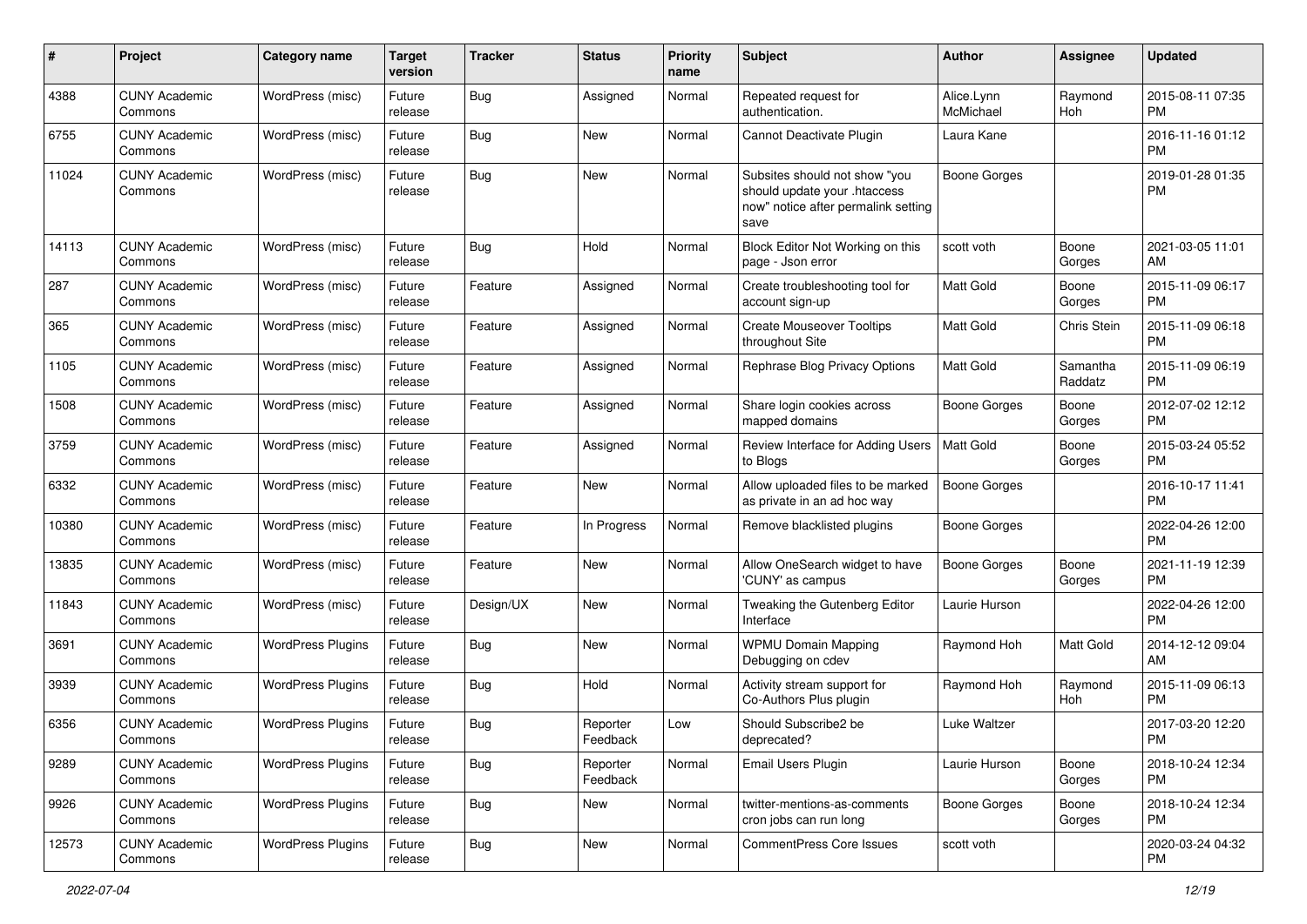| # | Project | Category name | Target version | Tracker | Status | Priority name | Subject | Author | Assignee | Updated |
|---|---|---|---|---|---|---|---|---|---|---|
| 4388 | CUNY Academic Commons | WordPress (misc) | Future release | Bug | Assigned | Normal | Repeated request for authentication. | Alice.Lynn McMichael | Raymond Hoh | 2015-08-11 07:35 PM |
| 6755 | CUNY Academic Commons | WordPress (misc) | Future release | Bug | New | Normal | Cannot Deactivate Plugin | Laura Kane | | 2016-11-16 01:12 PM |
| 11024 | CUNY Academic Commons | WordPress (misc) | Future release | Bug | New | Normal | Subsites should not show "you should update your .htaccess now" notice after permalink setting save | Boone Gorges | | 2019-01-28 01:35 PM |
| 14113 | CUNY Academic Commons | WordPress (misc) | Future release | Bug | Hold | Normal | Block Editor Not Working on this page - Json error | scott voth | Boone Gorges | 2021-03-05 11:01 AM |
| 287 | CUNY Academic Commons | WordPress (misc) | Future release | Feature | Assigned | Normal | Create troubleshooting tool for account sign-up | Matt Gold | Boone Gorges | 2015-11-09 06:17 PM |
| 365 | CUNY Academic Commons | WordPress (misc) | Future release | Feature | Assigned | Normal | Create Mouseover Tooltips throughout Site | Matt Gold | Chris Stein | 2015-11-09 06:18 PM |
| 1105 | CUNY Academic Commons | WordPress (misc) | Future release | Feature | Assigned | Normal | Rephrase Blog Privacy Options | Matt Gold | Samantha Raddatz | 2015-11-09 06:19 PM |
| 1508 | CUNY Academic Commons | WordPress (misc) | Future release | Feature | Assigned | Normal | Share login cookies across mapped domains | Boone Gorges | Boone Gorges | 2012-07-02 12:12 PM |
| 3759 | CUNY Academic Commons | WordPress (misc) | Future release | Feature | Assigned | Normal | Review Interface for Adding Users to Blogs | Matt Gold | Boone Gorges | 2015-03-24 05:52 PM |
| 6332 | CUNY Academic Commons | WordPress (misc) | Future release | Feature | New | Normal | Allow uploaded files to be marked as private in an ad hoc way | Boone Gorges | | 2016-10-17 11:41 PM |
| 10380 | CUNY Academic Commons | WordPress (misc) | Future release | Feature | In Progress | Normal | Remove blacklisted plugins | Boone Gorges | | 2022-04-26 12:00 PM |
| 13835 | CUNY Academic Commons | WordPress (misc) | Future release | Feature | New | Normal | Allow OneSearch widget to have 'CUNY' as campus | Boone Gorges | Boone Gorges | 2021-11-19 12:39 PM |
| 11843 | CUNY Academic Commons | WordPress (misc) | Future release | Design/UX | New | Normal | Tweaking the Gutenberg Editor Interface | Laurie Hurson | | 2022-04-26 12:00 PM |
| 3691 | CUNY Academic Commons | WordPress Plugins | Future release | Bug | New | Normal | WPMU Domain Mapping Debugging on cdev | Raymond Hoh | Matt Gold | 2014-12-12 09:04 AM |
| 3939 | CUNY Academic Commons | WordPress Plugins | Future release | Bug | Hold | Normal | Activity stream support for Co-Authors Plus plugin | Raymond Hoh | Raymond Hoh | 2015-11-09 06:13 PM |
| 6356 | CUNY Academic Commons | WordPress Plugins | Future release | Bug | Reporter Feedback | Low | Should Subscribe2 be deprecated? | Luke Waltzer | | 2017-03-20 12:20 PM |
| 9289 | CUNY Academic Commons | WordPress Plugins | Future release | Bug | Reporter Feedback | Normal | Email Users Plugin | Laurie Hurson | Boone Gorges | 2018-10-24 12:34 PM |
| 9926 | CUNY Academic Commons | WordPress Plugins | Future release | Bug | New | Normal | twitter-mentions-as-comments cron jobs can run long | Boone Gorges | Boone Gorges | 2018-10-24 12:34 PM |
| 12573 | CUNY Academic Commons | WordPress Plugins | Future release | Bug | New | Normal | CommentPress Core Issues | scott voth | | 2020-03-24 04:32 PM |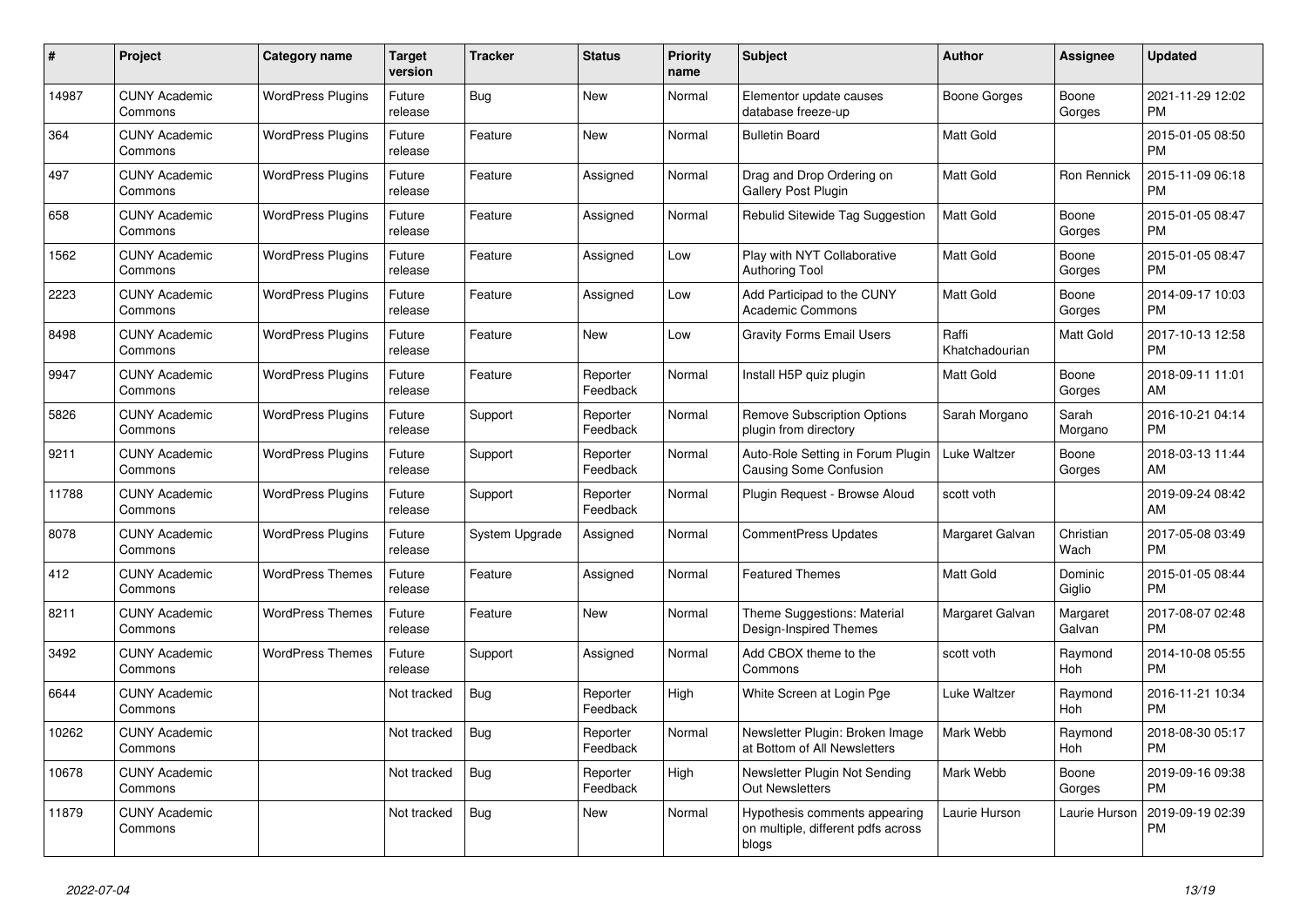| # | Project | Category name | Target version | Tracker | Status | Priority name | Subject | Author | Assignee | Updated |
|---|---|---|---|---|---|---|---|---|---|---|
| 14987 | CUNY Academic Commons | WordPress Plugins | Future release | Bug | New | Normal | Elementor update causes database freeze-up | Boone Gorges | Boone Gorges | 2021-11-29 12:02 PM |
| 364 | CUNY Academic Commons | WordPress Plugins | Future release | Feature | New | Normal | Bulletin Board | Matt Gold | | 2015-01-05 08:50 PM |
| 497 | CUNY Academic Commons | WordPress Plugins | Future release | Feature | Assigned | Normal | Drag and Drop Ordering on Gallery Post Plugin | Matt Gold | Ron Rennick | 2015-11-09 06:18 PM |
| 658 | CUNY Academic Commons | WordPress Plugins | Future release | Feature | Assigned | Normal | Rebulid Sitewide Tag Suggestion | Matt Gold | Boone Gorges | 2015-01-05 08:47 PM |
| 1562 | CUNY Academic Commons | WordPress Plugins | Future release | Feature | Assigned | Low | Play with NYT Collaborative Authoring Tool | Matt Gold | Boone Gorges | 2015-01-05 08:47 PM |
| 2223 | CUNY Academic Commons | WordPress Plugins | Future release | Feature | Assigned | Low | Add Participad to the CUNY Academic Commons | Matt Gold | Boone Gorges | 2014-09-17 10:03 PM |
| 8498 | CUNY Academic Commons | WordPress Plugins | Future release | Feature | New | Low | Gravity Forms Email Users | Raffi Khatchadourian | Matt Gold | 2017-10-13 12:58 PM |
| 9947 | CUNY Academic Commons | WordPress Plugins | Future release | Feature | Reporter Feedback | Normal | Install H5P quiz plugin | Matt Gold | Boone Gorges | 2018-09-11 11:01 AM |
| 5826 | CUNY Academic Commons | WordPress Plugins | Future release | Support | Reporter Feedback | Normal | Remove Subscription Options plugin from directory | Sarah Morgano | Sarah Morgano | 2016-10-21 04:14 PM |
| 9211 | CUNY Academic Commons | WordPress Plugins | Future release | Support | Reporter Feedback | Normal | Auto-Role Setting in Forum Plugin Causing Some Confusion | Luke Waltzer | Boone Gorges | 2018-03-13 11:44 AM |
| 11788 | CUNY Academic Commons | WordPress Plugins | Future release | Support | Reporter Feedback | Normal | Plugin Request - Browse Aloud | scott voth | | 2019-09-24 08:42 AM |
| 8078 | CUNY Academic Commons | WordPress Plugins | Future release | System Upgrade | Assigned | Normal | CommentPress Updates | Margaret Galvan | Christian Wach | 2017-05-08 03:49 PM |
| 412 | CUNY Academic Commons | WordPress Themes | Future release | Feature | Assigned | Normal | Featured Themes | Matt Gold | Dominic Giglio | 2015-01-05 08:44 PM |
| 8211 | CUNY Academic Commons | WordPress Themes | Future release | Feature | New | Normal | Theme Suggestions: Material Design-Inspired Themes | Margaret Galvan | Margaret Galvan | 2017-08-07 02:48 PM |
| 3492 | CUNY Academic Commons | WordPress Themes | Future release | Support | Assigned | Normal | Add CBOX theme to the Commons | scott voth | Raymond Hoh | 2014-10-08 05:55 PM |
| 6644 | CUNY Academic Commons | | Not tracked | Bug | Reporter Feedback | High | White Screen at Login Pge | Luke Waltzer | Raymond Hoh | 2016-11-21 10:34 PM |
| 10262 | CUNY Academic Commons | | Not tracked | Bug | Reporter Feedback | Normal | Newsletter Plugin: Broken Image at Bottom of All Newsletters | Mark Webb | Raymond Hoh | 2018-08-30 05:17 PM |
| 10678 | CUNY Academic Commons | | Not tracked | Bug | Reporter Feedback | High | Newsletter Plugin Not Sending Out Newsletters | Mark Webb | Boone Gorges | 2019-09-16 09:38 PM |
| 11879 | CUNY Academic Commons | | Not tracked | Bug | New | Normal | Hypothesis comments appearing on multiple, different pdfs across blogs | Laurie Hurson | Laurie Hurson | 2019-09-19 02:39 PM |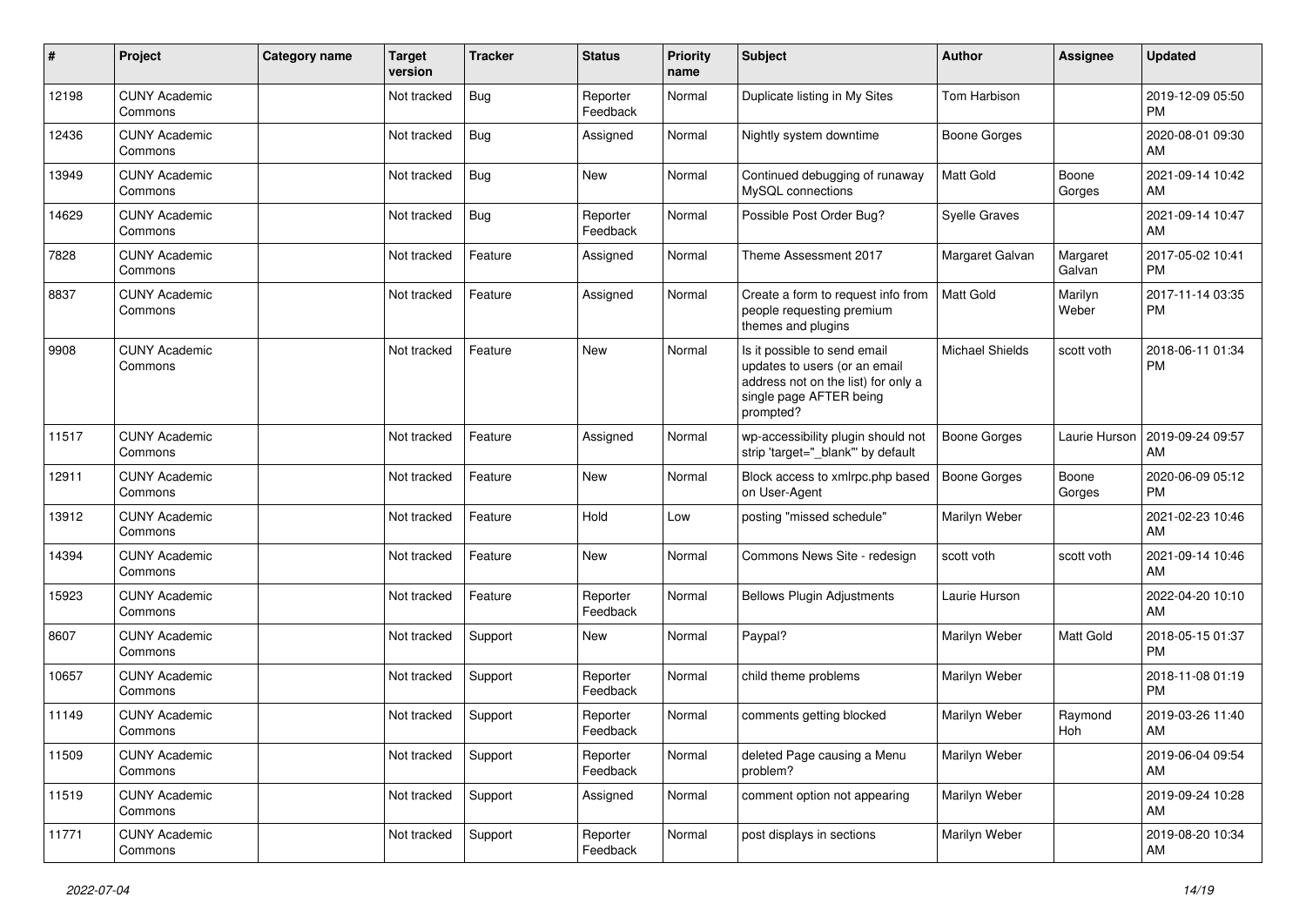| # | Project | Category name | Target version | Tracker | Status | Priority name | Subject | Author | Assignee | Updated |
|---|---|---|---|---|---|---|---|---|---|---|
| 12198 | CUNY Academic Commons | | Not tracked | Bug | Reporter Feedback | Normal | Duplicate listing in My Sites | Tom Harbison | | 2019-12-09 05:50 PM |
| 12436 | CUNY Academic Commons | | Not tracked | Bug | Assigned | Normal | Nightly system downtime | Boone Gorges | | 2020-08-01 09:30 AM |
| 13949 | CUNY Academic Commons | | Not tracked | Bug | New | Normal | Continued debugging of runaway MySQL connections | Matt Gold | Boone Gorges | 2021-09-14 10:42 AM |
| 14629 | CUNY Academic Commons | | Not tracked | Bug | Reporter Feedback | Normal | Possible Post Order Bug? | Syelle Graves | | 2021-09-14 10:47 AM |
| 7828 | CUNY Academic Commons | | Not tracked | Feature | Assigned | Normal | Theme Assessment 2017 | Margaret Galvan | Margaret Galvan | 2017-05-02 10:41 PM |
| 8837 | CUNY Academic Commons | | Not tracked | Feature | Assigned | Normal | Create a form to request info from people requesting premium themes and plugins | Matt Gold | Marilyn Weber | 2017-11-14 03:35 PM |
| 9908 | CUNY Academic Commons | | Not tracked | Feature | New | Normal | Is it possible to send email updates to users (or an email address not on the list) for only a single page AFTER being prompted? | Michael Shields | scott voth | 2018-06-11 01:34 PM |
| 11517 | CUNY Academic Commons | | Not tracked | Feature | Assigned | Normal | wp-accessibility plugin should not strip 'target="_blank"' by default | Boone Gorges | Laurie Hurson | 2019-09-24 09:57 AM |
| 12911 | CUNY Academic Commons | | Not tracked | Feature | New | Normal | Block access to xmlrpc.php based on User-Agent | Boone Gorges | Boone Gorges | 2020-06-09 05:12 PM |
| 13912 | CUNY Academic Commons | | Not tracked | Feature | Hold | Low | posting "missed schedule" | Marilyn Weber | | 2021-02-23 10:46 AM |
| 14394 | CUNY Academic Commons | | Not tracked | Feature | New | Normal | Commons News Site - redesign | scott voth | scott voth | 2021-09-14 10:46 AM |
| 15923 | CUNY Academic Commons | | Not tracked | Feature | Reporter Feedback | Normal | Bellows Plugin Adjustments | Laurie Hurson | | 2022-04-20 10:10 AM |
| 8607 | CUNY Academic Commons | | Not tracked | Support | New | Normal | Paypal? | Marilyn Weber | Matt Gold | 2018-05-15 01:37 PM |
| 10657 | CUNY Academic Commons | | Not tracked | Support | Reporter Feedback | Normal | child theme problems | Marilyn Weber | | 2018-11-08 01:19 PM |
| 11149 | CUNY Academic Commons | | Not tracked | Support | Reporter Feedback | Normal | comments getting blocked | Marilyn Weber | Raymond Hoh | 2019-03-26 11:40 AM |
| 11509 | CUNY Academic Commons | | Not tracked | Support | Reporter Feedback | Normal | deleted Page causing a Menu problem? | Marilyn Weber | | 2019-06-04 09:54 AM |
| 11519 | CUNY Academic Commons | | Not tracked | Support | Assigned | Normal | comment option not appearing | Marilyn Weber | | 2019-09-24 10:28 AM |
| 11771 | CUNY Academic Commons | | Not tracked | Support | Reporter Feedback | Normal | post displays in sections | Marilyn Weber | | 2019-08-20 10:34 AM |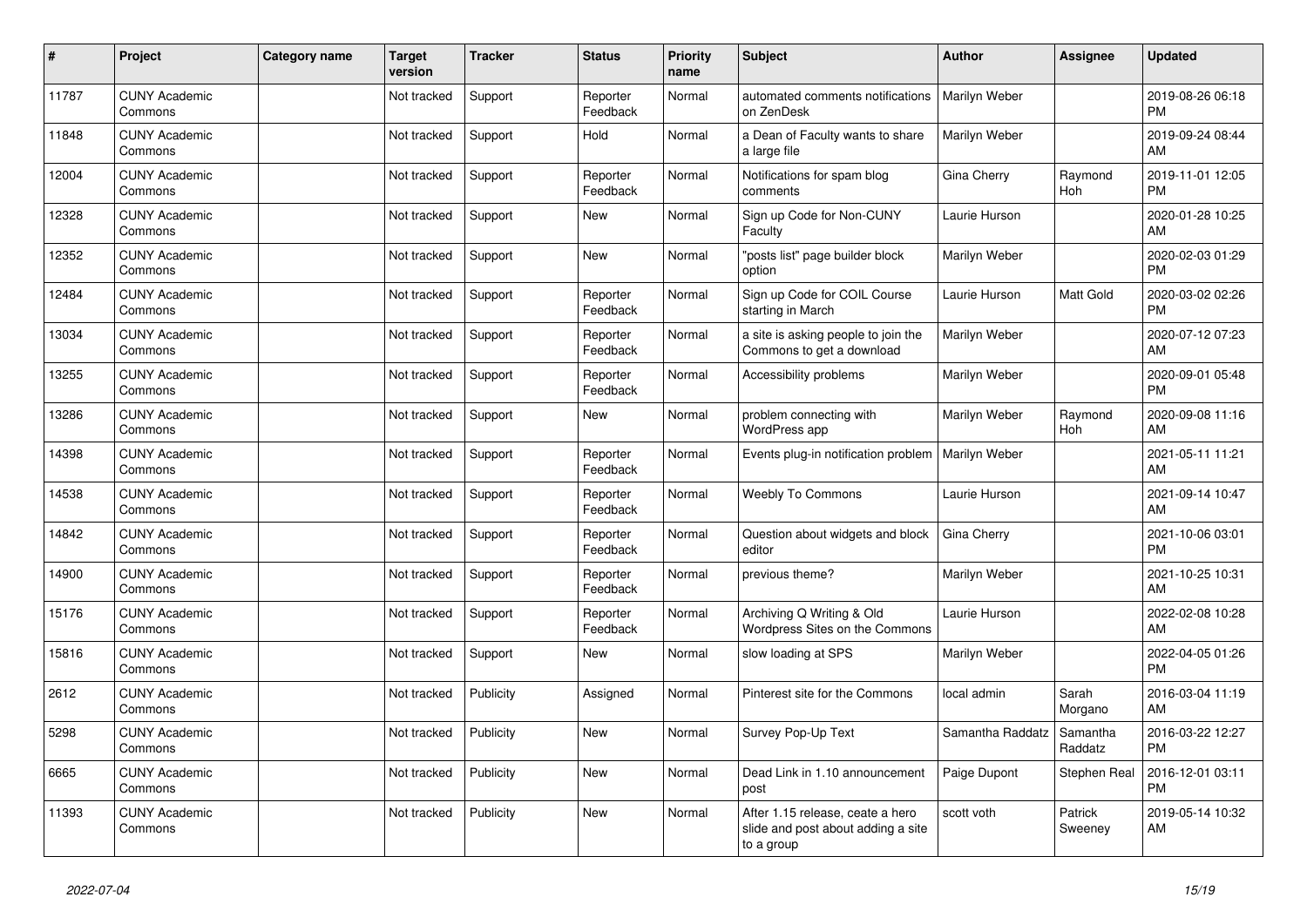| # | Project | Category name | Target version | Tracker | Status | Priority name | Subject | Author | Assignee | Updated |
|---|---|---|---|---|---|---|---|---|---|---|
| 11787 | CUNY Academic Commons | | Not tracked | Support | Reporter Feedback | Normal | automated comments notifications on ZenDesk | Marilyn Weber | | 2019-08-26 06:18 PM |
| 11848 | CUNY Academic Commons | | Not tracked | Support | Hold | Normal | a Dean of Faculty wants to share a large file | Marilyn Weber | | 2019-09-24 08:44 AM |
| 12004 | CUNY Academic Commons | | Not tracked | Support | Reporter Feedback | Normal | Notifications for spam blog comments | Gina Cherry | Raymond Hoh | 2019-11-01 12:05 PM |
| 12328 | CUNY Academic Commons | | Not tracked | Support | New | Normal | Sign up Code for Non-CUNY Faculty | Laurie Hurson | | 2020-01-28 10:25 AM |
| 12352 | CUNY Academic Commons | | Not tracked | Support | New | Normal | "posts list" page builder block option | Marilyn Weber | | 2020-02-03 01:29 PM |
| 12484 | CUNY Academic Commons | | Not tracked | Support | Reporter Feedback | Normal | Sign up Code for COIL Course starting in March | Laurie Hurson | Matt Gold | 2020-03-02 02:26 PM |
| 13034 | CUNY Academic Commons | | Not tracked | Support | Reporter Feedback | Normal | a site is asking people to join the Commons to get a download | Marilyn Weber | | 2020-07-12 07:23 AM |
| 13255 | CUNY Academic Commons | | Not tracked | Support | Reporter Feedback | Normal | Accessibility problems | Marilyn Weber | | 2020-09-01 05:48 PM |
| 13286 | CUNY Academic Commons | | Not tracked | Support | New | Normal | problem connecting with WordPress app | Marilyn Weber | Raymond Hoh | 2020-09-08 11:16 AM |
| 14398 | CUNY Academic Commons | | Not tracked | Support | Reporter Feedback | Normal | Events plug-in notification problem | Marilyn Weber | | 2021-05-11 11:21 AM |
| 14538 | CUNY Academic Commons | | Not tracked | Support | Reporter Feedback | Normal | Weebly To Commons | Laurie Hurson | | 2021-09-14 10:47 AM |
| 14842 | CUNY Academic Commons | | Not tracked | Support | Reporter Feedback | Normal | Question about widgets and block editor | Gina Cherry | | 2021-10-06 03:01 PM |
| 14900 | CUNY Academic Commons | | Not tracked | Support | Reporter Feedback | Normal | previous theme? | Marilyn Weber | | 2021-10-25 10:31 AM |
| 15176 | CUNY Academic Commons | | Not tracked | Support | Reporter Feedback | Normal | Archiving Q Writing & Old Wordpress Sites on the Commons | Laurie Hurson | | 2022-02-08 10:28 AM |
| 15816 | CUNY Academic Commons | | Not tracked | Support | New | Normal | slow loading at SPS | Marilyn Weber | | 2022-04-05 01:26 PM |
| 2612 | CUNY Academic Commons | | Not tracked | Publicity | Assigned | Normal | Pinterest site for the Commons | local admin | Sarah Morgano | 2016-03-04 11:19 AM |
| 5298 | CUNY Academic Commons | | Not tracked | Publicity | New | Normal | Survey Pop-Up Text | Samantha Raddatz | Samantha Raddatz | 2016-03-22 12:27 PM |
| 6665 | CUNY Academic Commons | | Not tracked | Publicity | New | Normal | Dead Link in 1.10 announcement post | Paige Dupont | Stephen Real | 2016-12-01 03:11 PM |
| 11393 | CUNY Academic Commons | | Not tracked | Publicity | New | Normal | After 1.15 release, ceate a hero slide and post about adding a site to a group | scott voth | Patrick Sweeney | 2019-05-14 10:32 AM |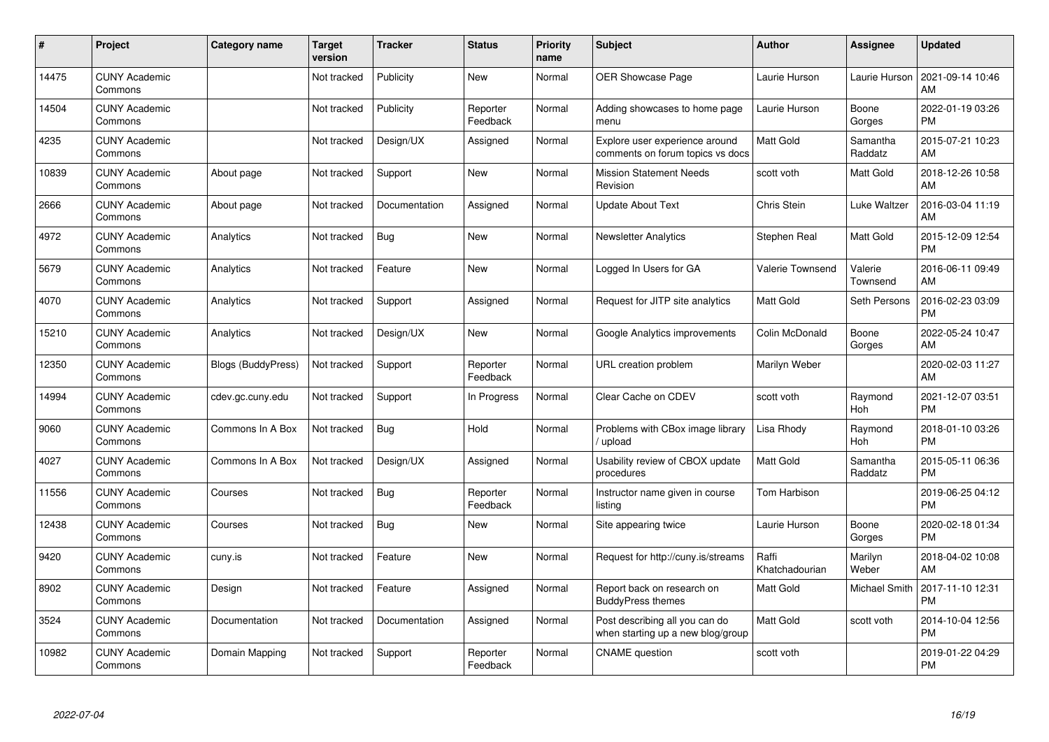| # | Project | Category name | Target version | Tracker | Status | Priority name | Subject | Author | Assignee | Updated |
|---|---|---|---|---|---|---|---|---|---|---|
| 14475 | CUNY Academic Commons | | Not tracked | Publicity | New | Normal | OER Showcase Page | Laurie Hurson | Laurie Hurson | 2021-09-14 10:46 AM |
| 14504 | CUNY Academic Commons | | Not tracked | Publicity | Reporter Feedback | Normal | Adding showcases to home page menu | Laurie Hurson | Boone Gorges | 2022-01-19 03:26 PM |
| 4235 | CUNY Academic Commons | | Not tracked | Design/UX | Assigned | Normal | Explore user experience around comments on forum topics vs docs | Matt Gold | Samantha Raddatz | 2015-07-21 10:23 AM |
| 10839 | CUNY Academic Commons | About page | Not tracked | Support | New | Normal | Mission Statement Needs Revision | scott voth | Matt Gold | 2018-12-26 10:58 AM |
| 2666 | CUNY Academic Commons | About page | Not tracked | Documentation | Assigned | Normal | Update About Text | Chris Stein | Luke Waltzer | 2016-03-04 11:19 AM |
| 4972 | CUNY Academic Commons | Analytics | Not tracked | Bug | New | Normal | Newsletter Analytics | Stephen Real | Matt Gold | 2015-12-09 12:54 PM |
| 5679 | CUNY Academic Commons | Analytics | Not tracked | Feature | New | Normal | Logged In Users for GA | Valerie Townsend | Valerie Townsend | 2016-06-11 09:49 AM |
| 4070 | CUNY Academic Commons | Analytics | Not tracked | Support | Assigned | Normal | Request for JITP site analytics | Matt Gold | Seth Persons | 2016-02-23 03:09 PM |
| 15210 | CUNY Academic Commons | Analytics | Not tracked | Design/UX | New | Normal | Google Analytics improvements | Colin McDonald | Boone Gorges | 2022-05-24 10:47 AM |
| 12350 | CUNY Academic Commons | Blogs (BuddyPress) | Not tracked | Support | Reporter Feedback | Normal | URL creation problem | Marilyn Weber | | 2020-02-03 11:27 AM |
| 14994 | CUNY Academic Commons | cdev.gc.cuny.edu | Not tracked | Support | In Progress | Normal | Clear Cache on CDEV | scott voth | Raymond Hoh | 2021-12-07 03:51 PM |
| 9060 | CUNY Academic Commons | Commons In A Box | Not tracked | Bug | Hold | Normal | Problems with CBox image library / upload | Lisa Rhody | Raymond Hoh | 2018-01-10 03:26 PM |
| 4027 | CUNY Academic Commons | Commons In A Box | Not tracked | Design/UX | Assigned | Normal | Usability review of CBOX update procedures | Matt Gold | Samantha Raddatz | 2015-05-11 06:36 PM |
| 11556 | CUNY Academic Commons | Courses | Not tracked | Bug | Reporter Feedback | Normal | Instructor name given in course listing | Tom Harbison | | 2019-06-25 04:12 PM |
| 12438 | CUNY Academic Commons | Courses | Not tracked | Bug | New | Normal | Site appearing twice | Laurie Hurson | Boone Gorges | 2020-02-18 01:34 PM |
| 9420 | CUNY Academic Commons | cuny.is | Not tracked | Feature | New | Normal | Request for http://cuny.is/streams | Raffi Khatchadourian | Marilyn Weber | 2018-04-02 10:08 AM |
| 8902 | CUNY Academic Commons | Design | Not tracked | Feature | Assigned | Normal | Report back on research on BuddyPress themes | Matt Gold | Michael Smith | 2017-11-10 12:31 PM |
| 3524 | CUNY Academic Commons | Documentation | Not tracked | Documentation | Assigned | Normal | Post describing all you can do when starting up a new blog/group | Matt Gold | scott voth | 2014-10-04 12:56 PM |
| 10982 | CUNY Academic Commons | Domain Mapping | Not tracked | Support | Reporter Feedback | Normal | CNAME question | scott voth | | 2019-01-22 04:29 PM |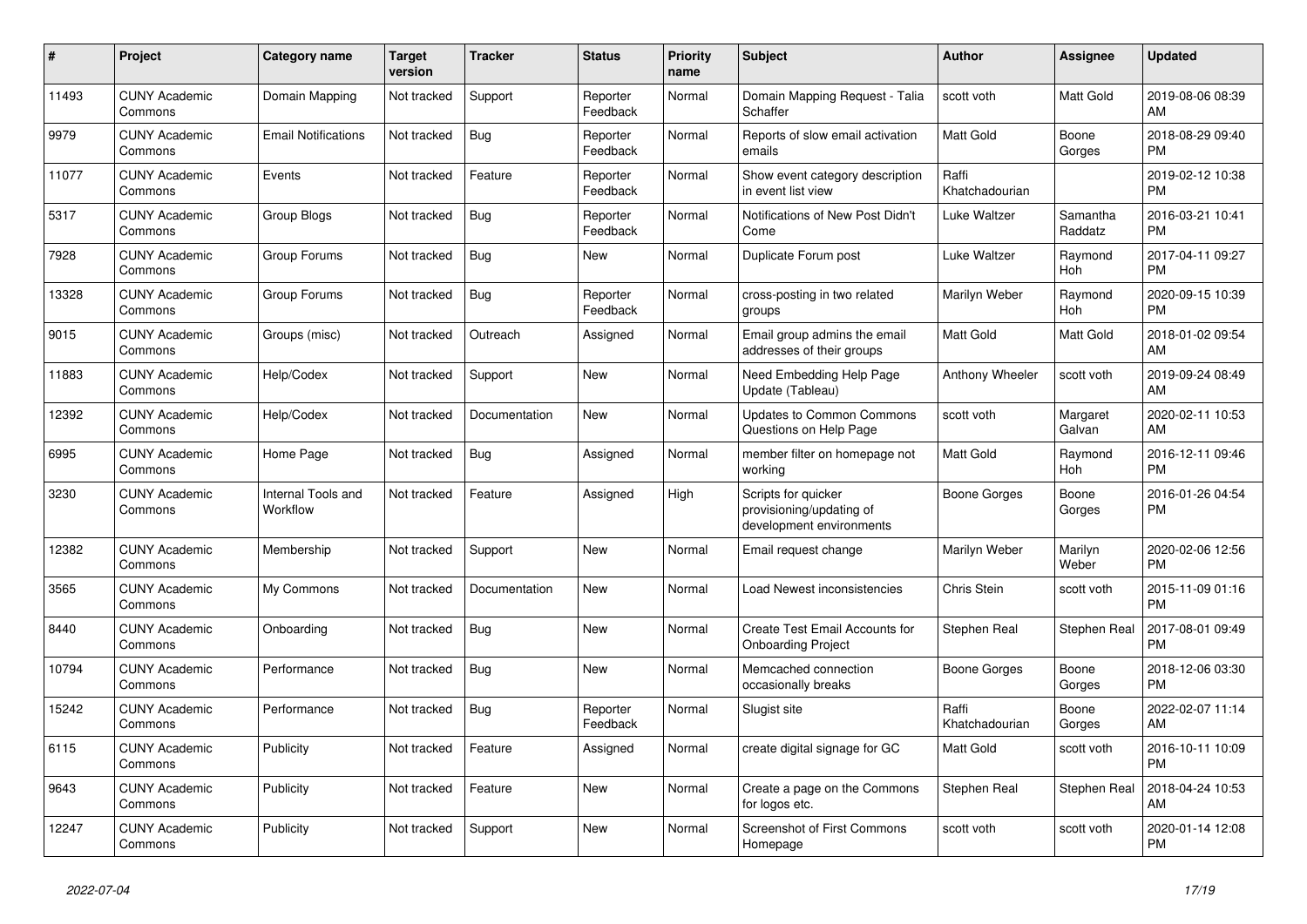| # | Project | Category name | Target version | Tracker | Status | Priority name | Subject | Author | Assignee | Updated |
|---|---|---|---|---|---|---|---|---|---|---|
| 11493 | CUNY Academic Commons | Domain Mapping | Not tracked | Support | Reporter Feedback | Normal | Domain Mapping Request - Talia Schaffer | scott voth | Matt Gold | 2019-08-06 08:39 AM |
| 9979 | CUNY Academic Commons | Email Notifications | Not tracked | Bug | Reporter Feedback | Normal | Reports of slow email activation emails | Matt Gold | Boone Gorges | 2018-08-29 09:40 PM |
| 11077 | CUNY Academic Commons | Events | Not tracked | Feature | Reporter Feedback | Normal | Show event category description in event list view | Raffi Khatchadourian | | 2019-02-12 10:38 PM |
| 5317 | CUNY Academic Commons | Group Blogs | Not tracked | Bug | Reporter Feedback | Normal | Notifications of New Post Didn't Come | Luke Waltzer | Samantha Raddatz | 2016-03-21 10:41 PM |
| 7928 | CUNY Academic Commons | Group Forums | Not tracked | Bug | New | Normal | Duplicate Forum post | Luke Waltzer | Raymond Hoh | 2017-04-11 09:27 PM |
| 13328 | CUNY Academic Commons | Group Forums | Not tracked | Bug | Reporter Feedback | Normal | cross-posting in two related groups | Marilyn Weber | Raymond Hoh | 2020-09-15 10:39 PM |
| 9015 | CUNY Academic Commons | Groups (misc) | Not tracked | Outreach | Assigned | Normal | Email group admins the email addresses of their groups | Matt Gold | Matt Gold | 2018-01-02 09:54 AM |
| 11883 | CUNY Academic Commons | Help/Codex | Not tracked | Support | New | Normal | Need Embedding Help Page Update (Tableau) | Anthony Wheeler | scott voth | 2019-09-24 08:49 AM |
| 12392 | CUNY Academic Commons | Help/Codex | Not tracked | Documentation | New | Normal | Updates to Common Commons Questions on Help Page | scott voth | Margaret Galvan | 2020-02-11 10:53 AM |
| 6995 | CUNY Academic Commons | Home Page | Not tracked | Bug | Assigned | Normal | member filter on homepage not working | Matt Gold | Raymond Hoh | 2016-12-11 09:46 PM |
| 3230 | CUNY Academic Commons | Internal Tools and Workflow | Not tracked | Feature | Assigned | High | Scripts for quicker provisioning/updating of development environments | Boone Gorges | Boone Gorges | 2016-01-26 04:54 PM |
| 12382 | CUNY Academic Commons | Membership | Not tracked | Support | New | Normal | Email request change | Marilyn Weber | Marilyn Weber | 2020-02-06 12:56 PM |
| 3565 | CUNY Academic Commons | My Commons | Not tracked | Documentation | New | Normal | Load Newest inconsistencies | Chris Stein | scott voth | 2015-11-09 01:16 PM |
| 8440 | CUNY Academic Commons | Onboarding | Not tracked | Bug | New | Normal | Create Test Email Accounts for Onboarding Project | Stephen Real | Stephen Real | 2017-08-01 09:49 PM |
| 10794 | CUNY Academic Commons | Performance | Not tracked | Bug | New | Normal | Memcached connection occasionally breaks | Boone Gorges | Boone Gorges | 2018-12-06 03:30 PM |
| 15242 | CUNY Academic Commons | Performance | Not tracked | Bug | Reporter Feedback | Normal | Slugist site | Raffi Khatchadourian | Boone Gorges | 2022-02-07 11:14 AM |
| 6115 | CUNY Academic Commons | Publicity | Not tracked | Feature | Assigned | Normal | create digital signage for GC | Matt Gold | scott voth | 2016-10-11 10:09 PM |
| 9643 | CUNY Academic Commons | Publicity | Not tracked | Feature | New | Normal | Create a page on the Commons for logos etc. | Stephen Real | Stephen Real | 2018-04-24 10:53 AM |
| 12247 | CUNY Academic Commons | Publicity | Not tracked | Support | New | Normal | Screenshot of First Commons Homepage | scott voth | scott voth | 2020-01-14 12:08 PM |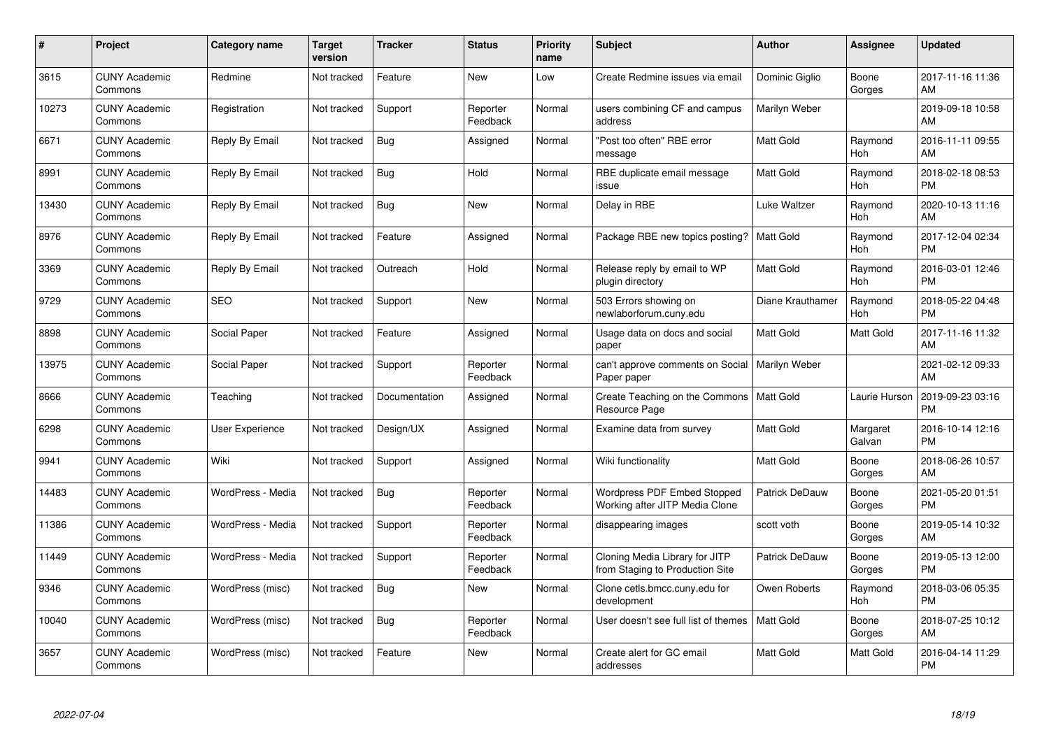| # | Project | Category name | Target version | Tracker | Status | Priority name | Subject | Author | Assignee | Updated |
|---|---|---|---|---|---|---|---|---|---|---|
| 3615 | CUNY Academic Commons | Redmine | Not tracked | Feature | New | Low | Create Redmine issues via email | Dominic Giglio | Boone Gorges | 2017-11-16 11:36 AM |
| 10273 | CUNY Academic Commons | Registration | Not tracked | Support | Reporter Feedback | Normal | users combining CF and campus address | Marilyn Weber | | 2019-09-18 10:58 AM |
| 6671 | CUNY Academic Commons | Reply By Email | Not tracked | Bug | Assigned | Normal | "Post too often" RBE error message | Matt Gold | Raymond Hoh | 2016-11-11 09:55 AM |
| 8991 | CUNY Academic Commons | Reply By Email | Not tracked | Bug | Hold | Normal | RBE duplicate email message issue | Matt Gold | Raymond Hoh | 2018-02-18 08:53 PM |
| 13430 | CUNY Academic Commons | Reply By Email | Not tracked | Bug | New | Normal | Delay in RBE | Luke Waltzer | Raymond Hoh | 2020-10-13 11:16 AM |
| 8976 | CUNY Academic Commons | Reply By Email | Not tracked | Feature | Assigned | Normal | Package RBE new topics posting? | Matt Gold | Raymond Hoh | 2017-12-04 02:34 PM |
| 3369 | CUNY Academic Commons | Reply By Email | Not tracked | Outreach | Hold | Normal | Release reply by email to WP plugin directory | Matt Gold | Raymond Hoh | 2016-03-01 12:46 PM |
| 9729 | CUNY Academic Commons | SEO | Not tracked | Support | New | Normal | 503 Errors showing on newlaborforum.cuny.edu | Diane Krauthamer | Raymond Hoh | 2018-05-22 04:48 PM |
| 8898 | CUNY Academic Commons | Social Paper | Not tracked | Feature | Assigned | Normal | Usage data on docs and social paper | Matt Gold | Matt Gold | 2017-11-16 11:32 AM |
| 13975 | CUNY Academic Commons | Social Paper | Not tracked | Support | Reporter Feedback | Normal | can't approve comments on Social Paper paper | Marilyn Weber | | 2021-02-12 09:33 AM |
| 8666 | CUNY Academic Commons | Teaching | Not tracked | Documentation | Assigned | Normal | Create Teaching on the Commons Resource Page | Matt Gold | Laurie Hurson | 2019-09-23 03:16 PM |
| 6298 | CUNY Academic Commons | User Experience | Not tracked | Design/UX | Assigned | Normal | Examine data from survey | Matt Gold | Margaret Galvan | 2016-10-14 12:16 PM |
| 9941 | CUNY Academic Commons | Wiki | Not tracked | Support | Assigned | Normal | Wiki functionality | Matt Gold | Boone Gorges | 2018-06-26 10:57 AM |
| 14483 | CUNY Academic Commons | WordPress - Media | Not tracked | Bug | Reporter Feedback | Normal | Wordpress PDF Embed Stopped Working after JITP Media Clone | Patrick DeDauw | Boone Gorges | 2021-05-20 01:51 PM |
| 11386 | CUNY Academic Commons | WordPress - Media | Not tracked | Support | Reporter Feedback | Normal | disappearing images | scott voth | Boone Gorges | 2019-05-14 10:32 AM |
| 11449 | CUNY Academic Commons | WordPress - Media | Not tracked | Support | Reporter Feedback | Normal | Cloning Media Library for JITP from Staging to Production Site | Patrick DeDauw | Boone Gorges | 2019-05-13 12:00 PM |
| 9346 | CUNY Academic Commons | WordPress (misc) | Not tracked | Bug | New | Normal | Clone cetls.bmcc.cuny.edu for development | Owen Roberts | Raymond Hoh | 2018-03-06 05:35 PM |
| 10040 | CUNY Academic Commons | WordPress (misc) | Not tracked | Bug | Reporter Feedback | Normal | User doesn't see full list of themes | Matt Gold | Boone Gorges | 2018-07-25 10:12 AM |
| 3657 | CUNY Academic Commons | WordPress (misc) | Not tracked | Feature | New | Normal | Create alert for GC email addresses | Matt Gold | Matt Gold | 2016-04-14 11:29 PM |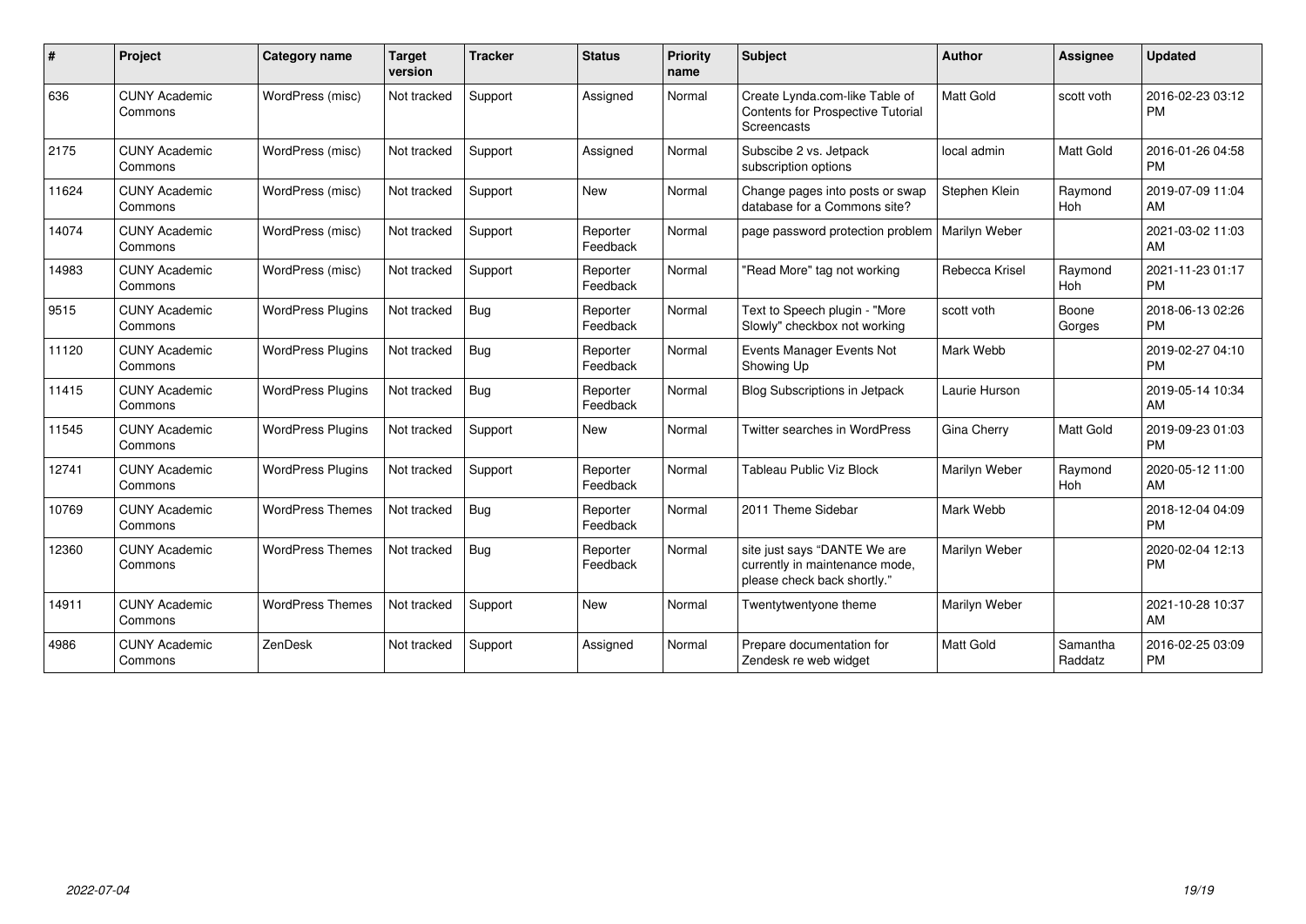| # | Project | Category name | Target version | Tracker | Status | Priority name | Subject | Author | Assignee | Updated |
|---|---|---|---|---|---|---|---|---|---|---|
| 636 | CUNY Academic Commons | WordPress (misc) | Not tracked | Support | Assigned | Normal | Create Lynda.com-like Table of Contents for Prospective Tutorial Screencasts | Matt Gold | scott voth | 2016-02-23 03:12 PM |
| 2175 | CUNY Academic Commons | WordPress (misc) | Not tracked | Support | Assigned | Normal | Subscibe 2 vs. Jetpack subscription options | local admin | Matt Gold | 2016-01-26 04:58 PM |
| 11624 | CUNY Academic Commons | WordPress (misc) | Not tracked | Support | New | Normal | Change pages into posts or swap database for a Commons site? | Stephen Klein | Raymond Hoh | 2019-07-09 11:04 AM |
| 14074 | CUNY Academic Commons | WordPress (misc) | Not tracked | Support | Reporter Feedback | Normal | page password protection problem | Marilyn Weber | | 2021-03-02 11:03 AM |
| 14983 | CUNY Academic Commons | WordPress (misc) | Not tracked | Support | Reporter Feedback | Normal | "Read More" tag not working | Rebecca Krisel | Raymond Hoh | 2021-11-23 01:17 PM |
| 9515 | CUNY Academic Commons | WordPress Plugins | Not tracked | Bug | Reporter Feedback | Normal | Text to Speech plugin - "More Slowly" checkbox not working | scott voth | Boone Gorges | 2018-06-13 02:26 PM |
| 11120 | CUNY Academic Commons | WordPress Plugins | Not tracked | Bug | Reporter Feedback | Normal | Events Manager Events Not Showing Up | Mark Webb | | 2019-02-27 04:10 PM |
| 11415 | CUNY Academic Commons | WordPress Plugins | Not tracked | Bug | Reporter Feedback | Normal | Blog Subscriptions in Jetpack | Laurie Hurson | | 2019-05-14 10:34 AM |
| 11545 | CUNY Academic Commons | WordPress Plugins | Not tracked | Support | New | Normal | Twitter searches in WordPress | Gina Cherry | Matt Gold | 2019-09-23 01:03 PM |
| 12741 | CUNY Academic Commons | WordPress Plugins | Not tracked | Support | Reporter Feedback | Normal | Tableau Public Viz Block | Marilyn Weber | Raymond Hoh | 2020-05-12 11:00 AM |
| 10769 | CUNY Academic Commons | WordPress Themes | Not tracked | Bug | Reporter Feedback | Normal | 2011 Theme Sidebar | Mark Webb | | 2018-12-04 04:09 PM |
| 12360 | CUNY Academic Commons | WordPress Themes | Not tracked | Bug | Reporter Feedback | Normal | site just says "DANTE We are currently in maintenance mode, please check back shortly." | Marilyn Weber | | 2020-02-04 12:13 PM |
| 14911 | CUNY Academic Commons | WordPress Themes | Not tracked | Support | New | Normal | Twentytwentyone theme | Marilyn Weber | | 2021-10-28 10:37 AM |
| 4986 | CUNY Academic Commons | ZenDesk | Not tracked | Support | Assigned | Normal | Prepare documentation for Zendesk re web widget | Matt Gold | Samantha Raddatz | 2016-02-25 03:09 PM |

*2022-07-04*